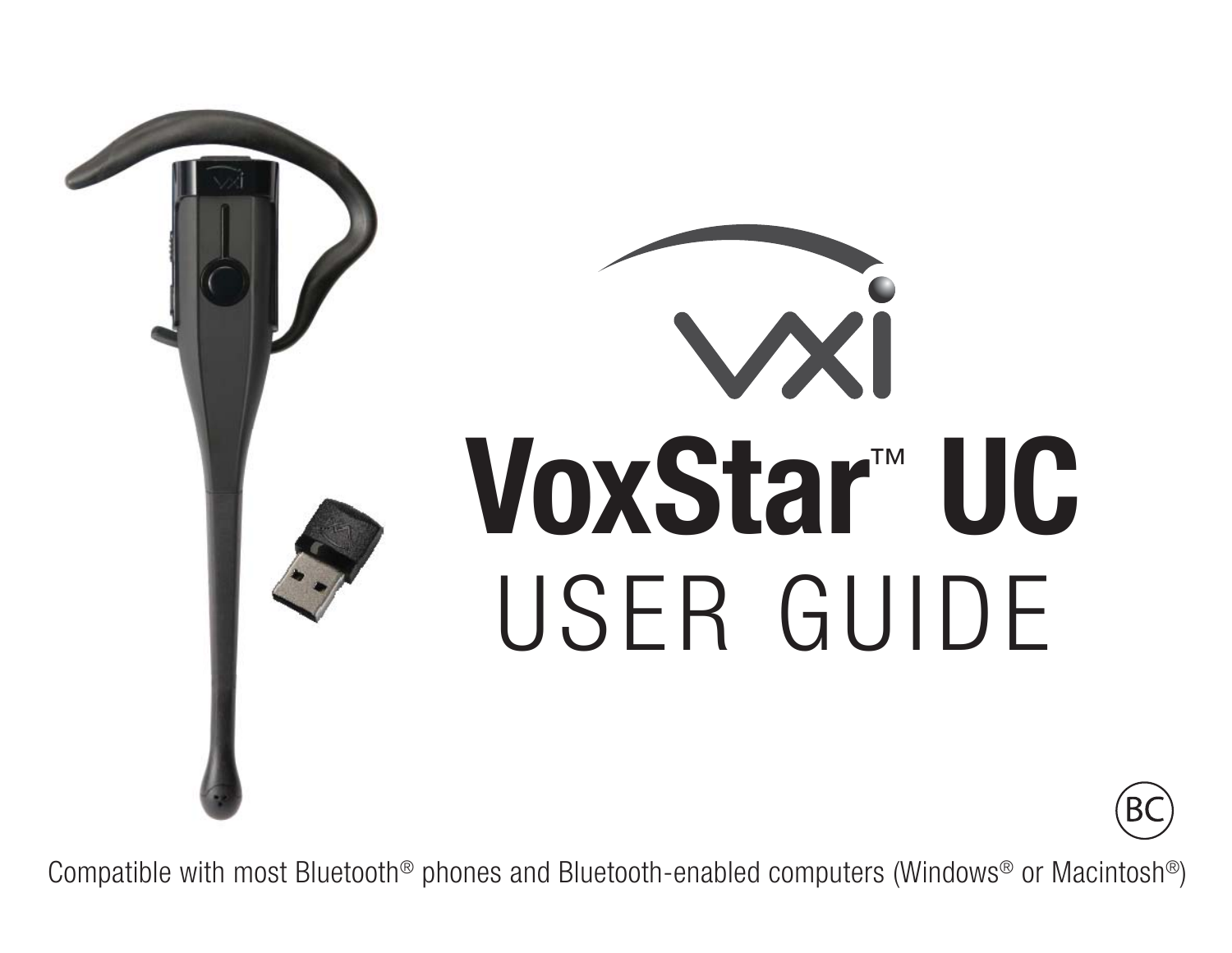# VoxStar™ UC

## USER GUIDE

BC

Compatible with most Bluetooth® phones and Bluetooth-enabled computers (Windows® or Macintosh®)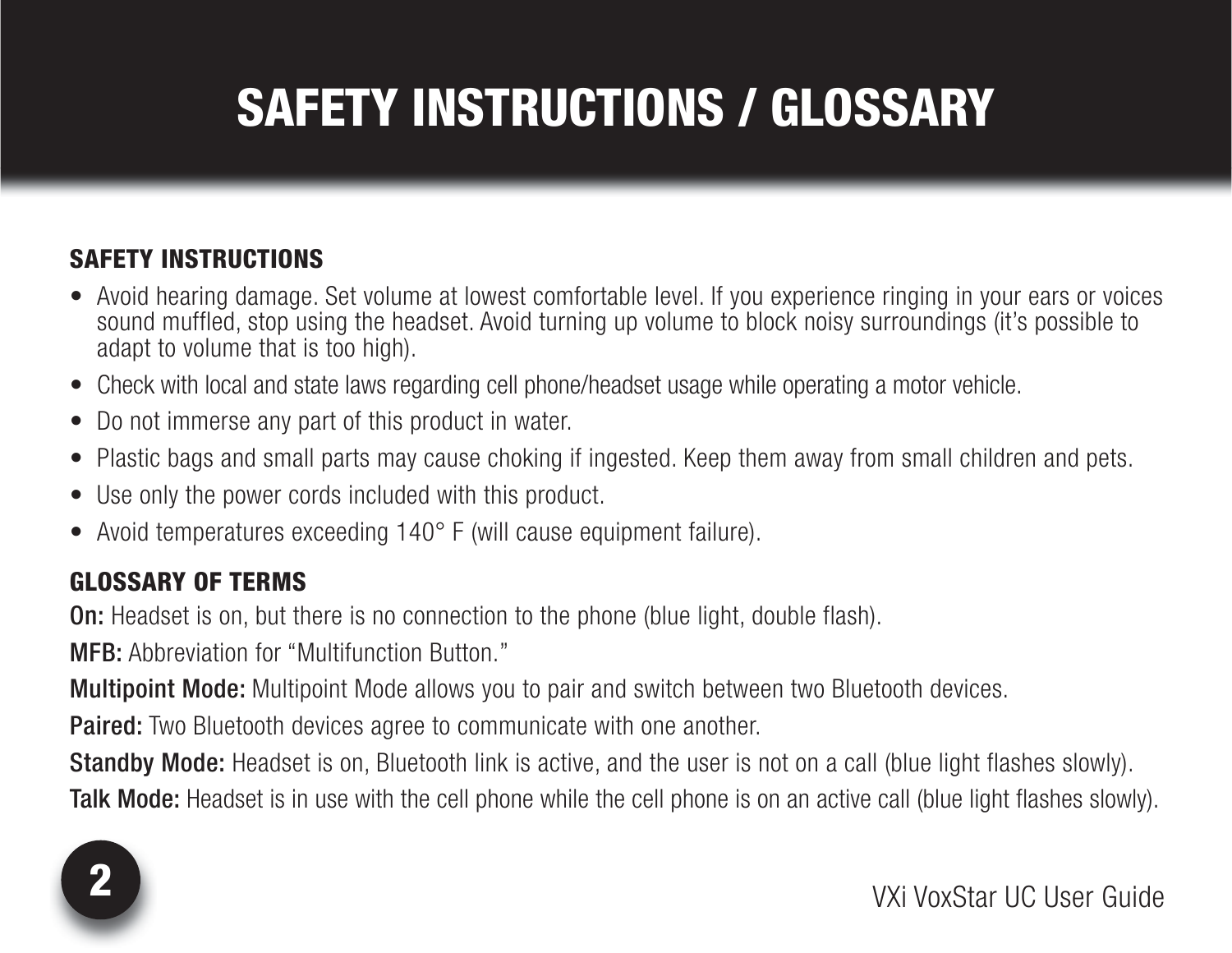# SAFETY INSTRUCTIONS / GLOSSARY

## SAFETY INSTRUCTIONS

- Avoid hearing damage. Set volume at lowest comfortable level. If you experience ringing in your ears or voices sound muffled, stop using the headset. Avoid turning up volume to block noisy surroundings (it's possible to adapt to volume that is too high).
- Check with local and state laws regarding cell phone/headset usage while operating a motor vehicle.
- Do not immerse any part of this product in water.
- Plastic bags and small parts may cause choking if ingested. Keep them away from small children and pets.
- Use only the power cords included with this product.
- Avoid temperatures exceeding 140° F (will cause equipment failure).

## GLOSSARY OF TERMS

**On:** Headset is on, but there is no connection to the phone (blue light, double flash).

**MFB:** Abbreviation for "Multifunction Button."

**Multipoint Mode:** Multipoint Mode allows you to pair and switch between two Bluetooth devices.

**Paired:** Two Bluetooth devices agree to communicate with one another.

**Standby Mode:** Headset is on, Bluetooth link is active, and the user is not on a call (blue light flashes slowly).

**Talk Mode:** Headset is in use with the cell phone while the cell phone is on an active call (blue light flashes slowly).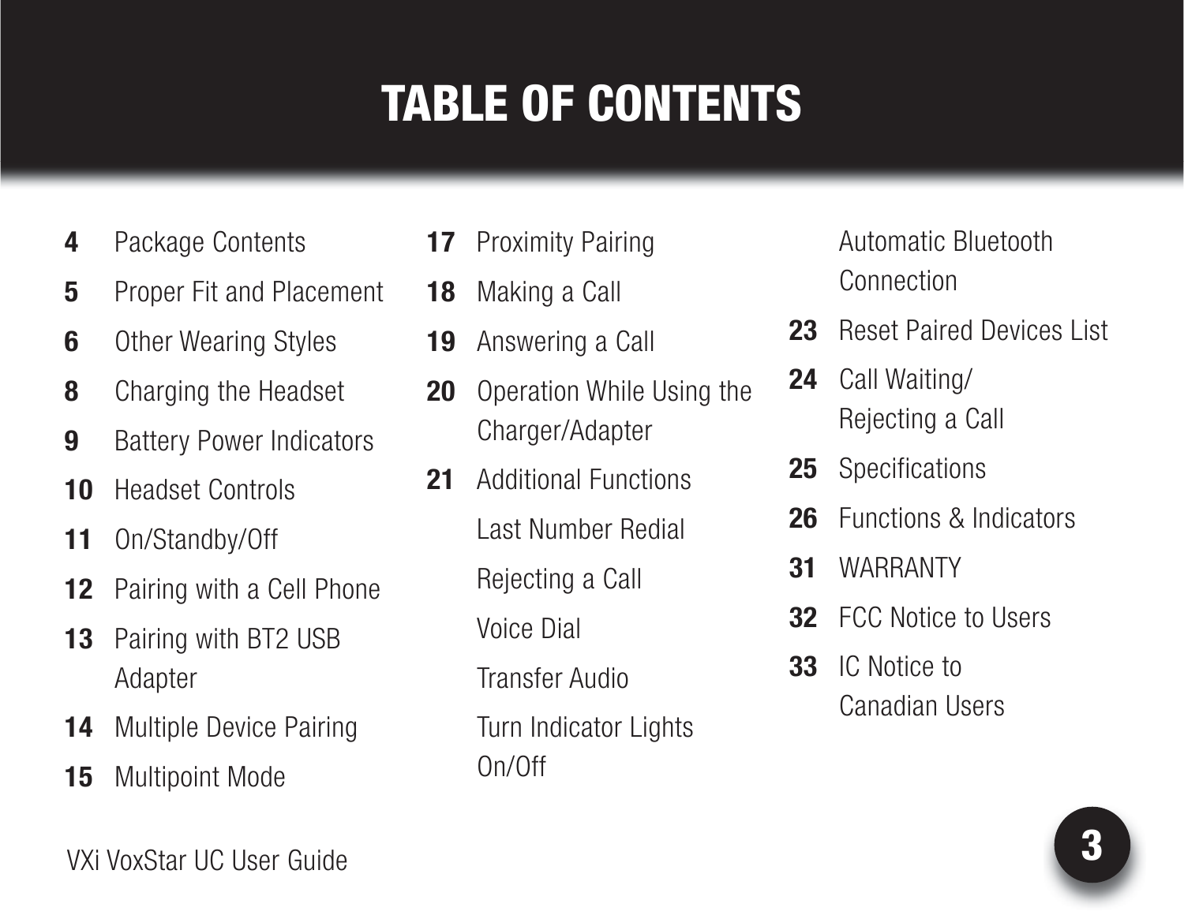# TABLE OF CONTENTS

**4** Package Contents

**5** Proper Fit and Placement

**6** Other Wearing Styles

**8** Charging the Headset

**9** Battery Power Indicators

**10** Headset Controls

**11** On/Standby/Off

**12** Pairing with a Cell Phone

**13** Pairing with BT2 USB Adapter

**14** Multiple Device Pairing

**15** Multipoint Mode

**17** Proximity Pairing

**18** Making a Call

**19** Answering a Call

**20** Operation While Using the Charger/Adapter

**21** Additional Functions

- Last Number Redial
- Rejecting a Call
- Voice Dial
- Transfer Audio
- Turn Indicator Lights On/Off
- Automatic Bluetooth Connection

**23** Reset Paired Devices List

**24** Call Waiting/ Rejecting a Call

**25** Specifications

**26** Functions & Indicators

**31** WARRANTY

**32** FCC Notice to Users

**33** IC Notice to Canadian Users

VXi VoxStar UC User Guide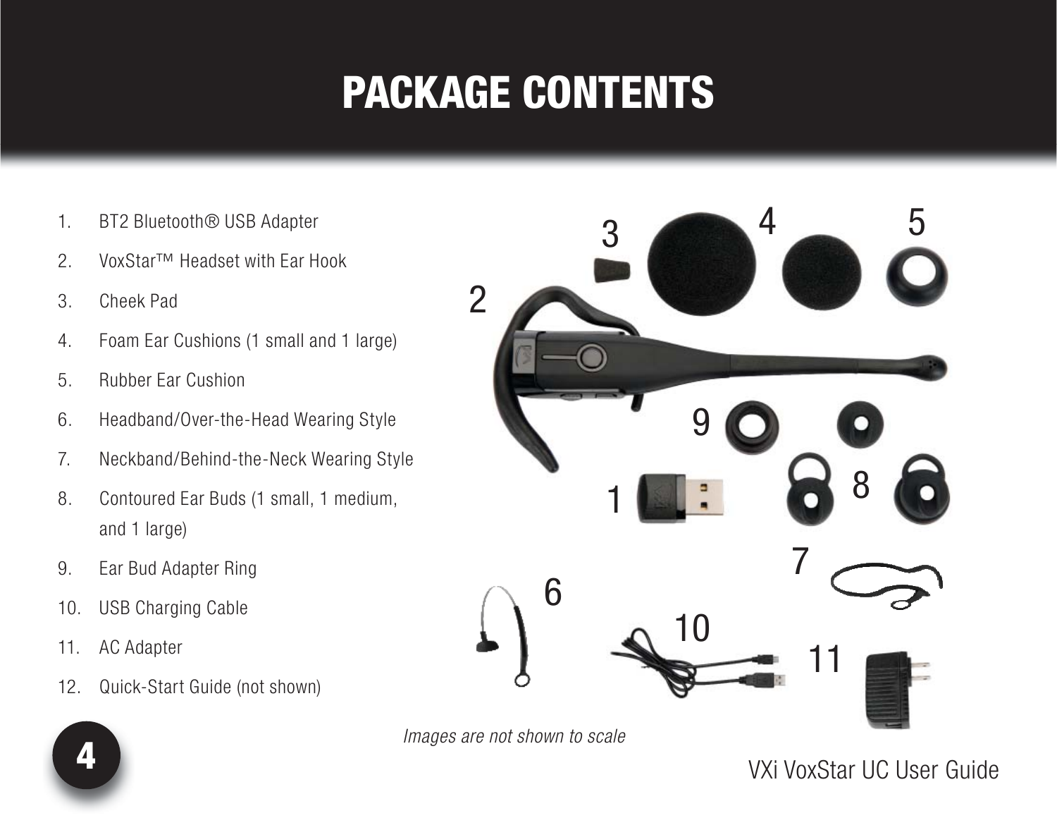# PACKAGE CONTENTS

1. BT2 Bluetooth® USB Adapter
2. VoxStar™ Headset with Ear Hook
3. Cheek Pad
4. Foam Ear Cushions (1 small and 1 large)
5. Rubber Ear Cushion
6. Headband/Over-the-Head Wearing Style
7. Neckband/Behind-the-Neck Wearing Style
8. Contoured Ear Buds (1 small, 1 medium, and 1 large)
9. Ear Bud Adapter Ring
10. USB Charging Cable
11. AC Adapter
12. Quick-Start Guide (not shown)

*Images are not shown to scale*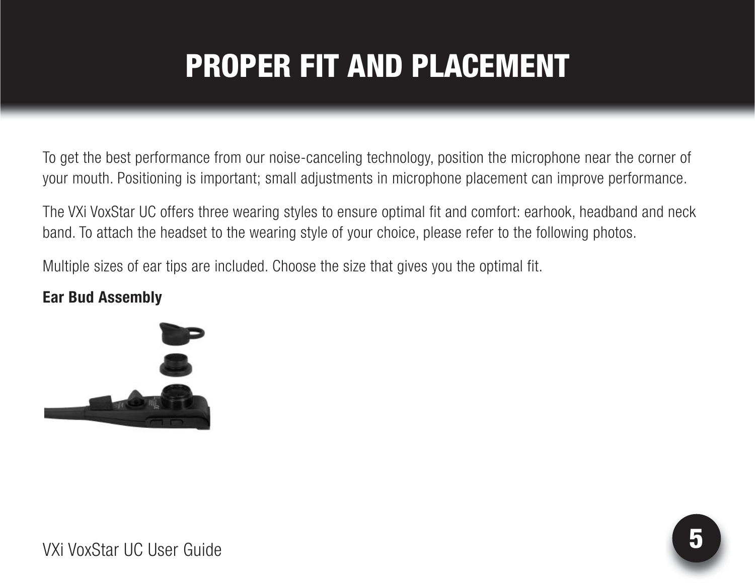# PROPER FIT AND PLACEMENT

To get the best performance from our noise-canceling technology, position the microphone near the corner of your mouth. Positioning is important; small adjustments in microphone placement can improve performance.

The VXi VoxStar UC offers three wearing styles to ensure optimal fit and comfort: earhook, headband and neck band. To attach the headset to the wearing style of your choice, please refer to the following photos.

Multiple sizes of ear tips are included. Choose the size that gives you the optimal fit.

**Ear Bud Assembly**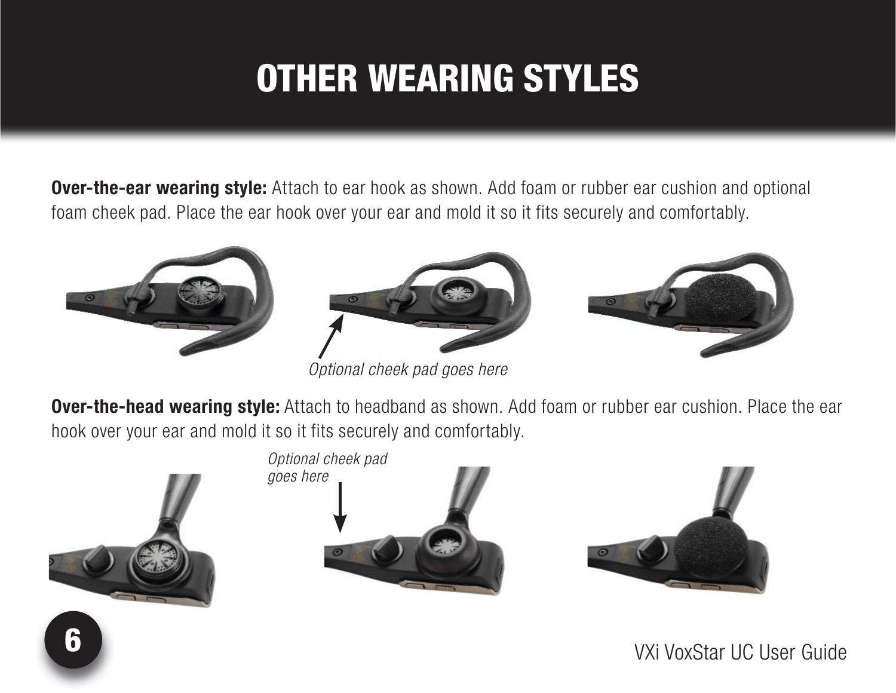# OTHER WEARING STYLES

**Over-the-ear wearing style:** Attach to ear hook as shown. Add foam or rubber ear cushion and optional foam cheek pad. Place the ear hook over your ear and mold it so it fits securely and comfortably.

*Optional cheek pad goes here*

**Over-the-head wearing style:** Attach to headband as shown. Add foam or rubber ear cushion. Place the ear hook over your ear and mold it so it fits securely and comfortably.

*Optional cheek pad goes here*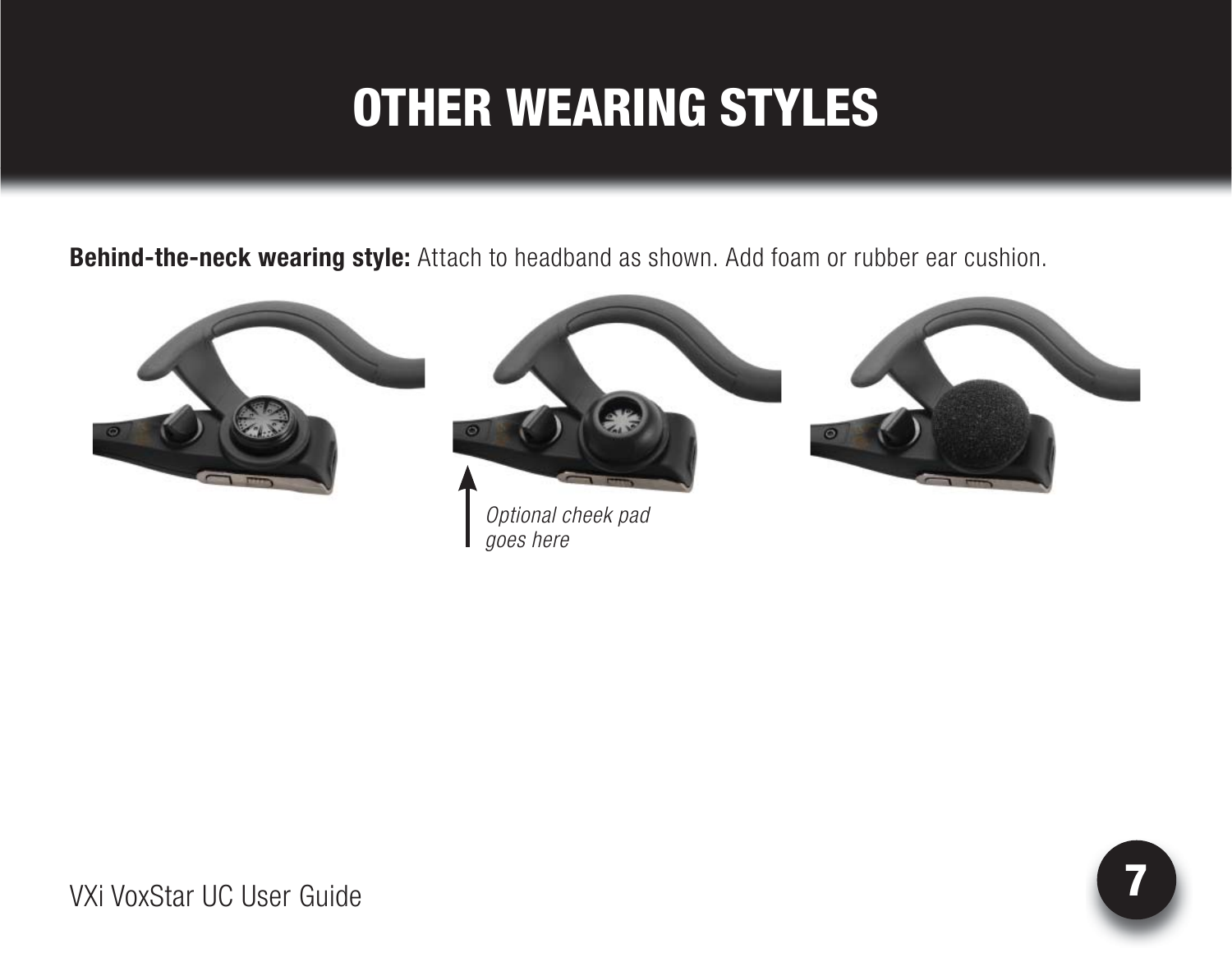# OTHER WEARING STYLES

**Behind-the-neck wearing style:** Attach to headband as shown. Add foam or rubber ear cushion.

*Optional cheek pad goes here*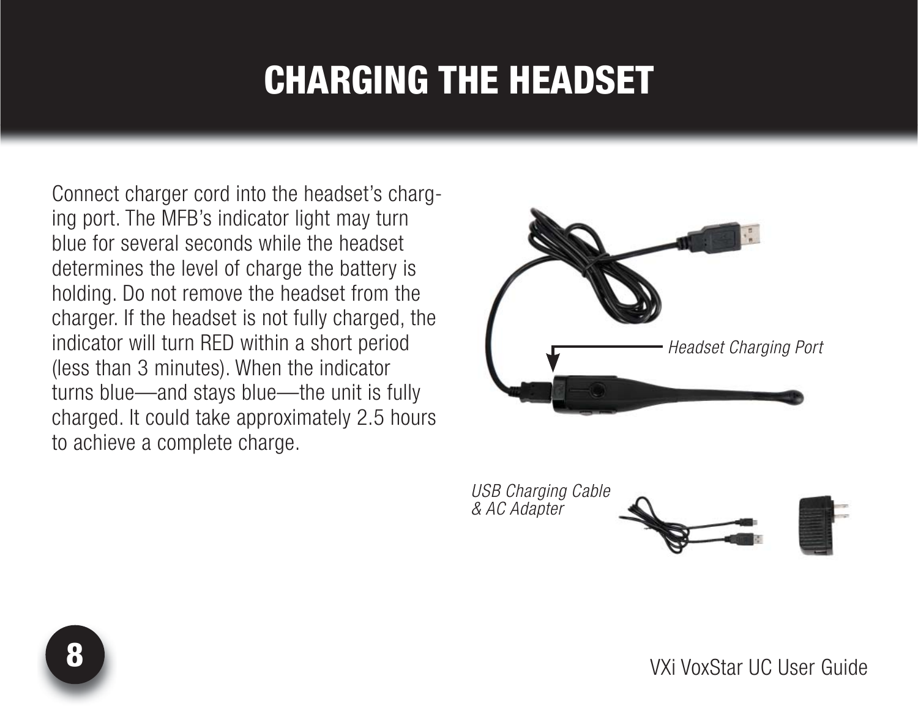# CHARGING THE HEADSET

Connect charger cord into the headset's charging port. The MFB's indicator light may turn blue for several seconds while the headset determines the level of charge the battery is holding. Do not remove the headset from the charger. If the headset is not fully charged, the indicator will turn RED within a short period (less than 3 minutes). When the indicator turns blue—and stays blue—the unit is fully charged. It could take approximately 2.5 hours to achieve a complete charge.

*Headset Charging Port*

*USB Charging Cable & AC Adapter*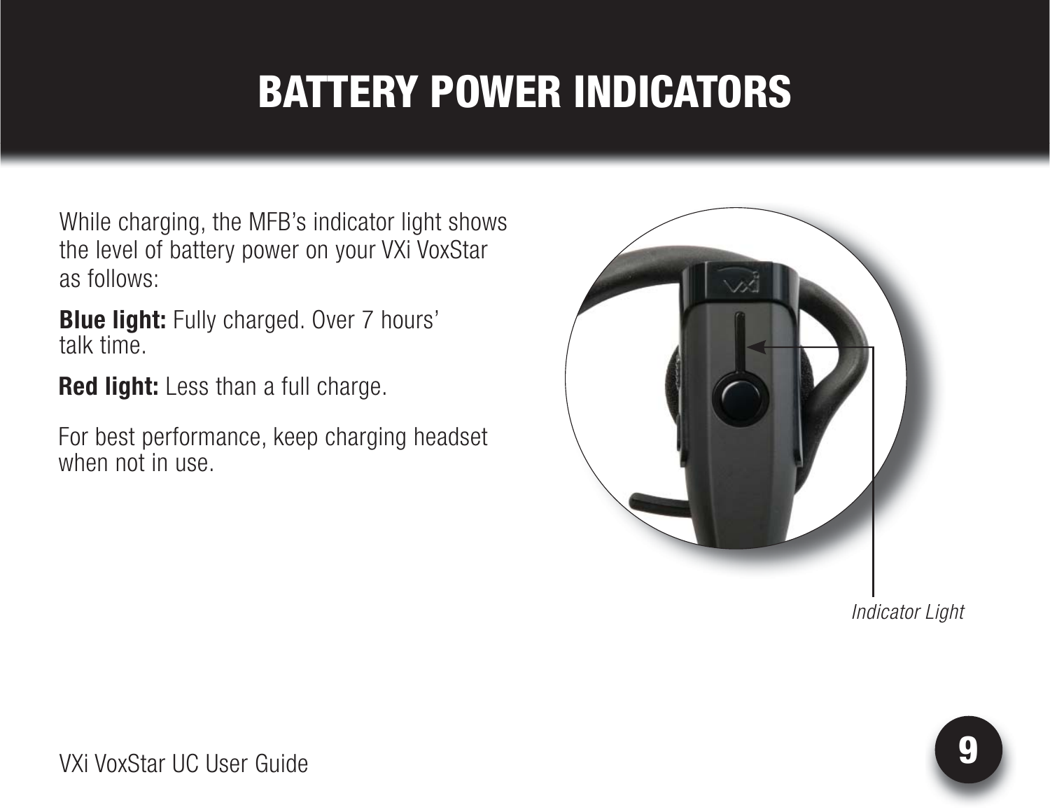# BATTERY POWER INDICATORS

While charging, the MFB's indicator light shows the level of battery power on your VXi VoxStar as follows:

**Blue light:** Fully charged. Over 7 hours' talk time.

**Red light:** Less than a full charge.

For best performance, keep charging headset when not in use.

*Indicator Light*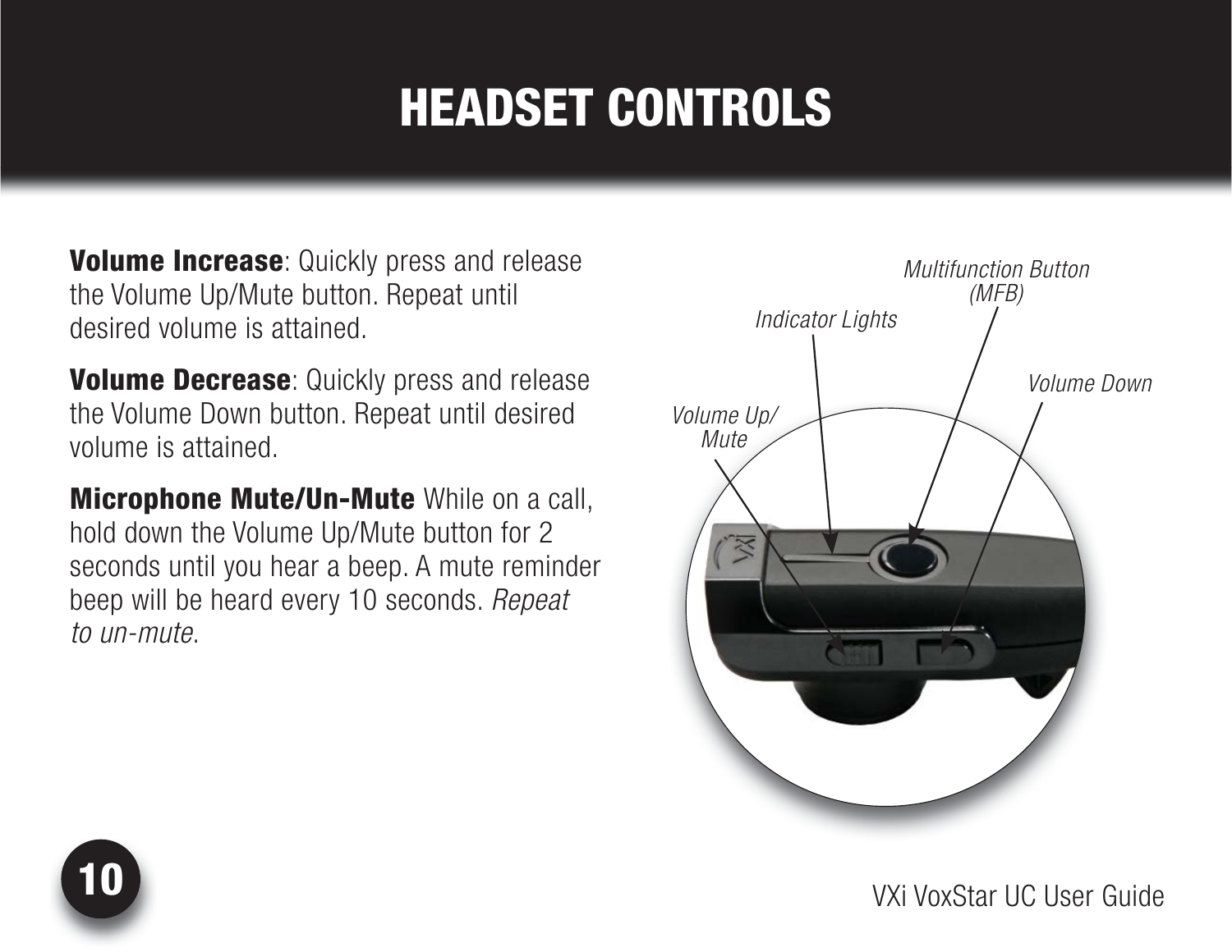# HEADSET CONTROLS

**Volume Increase**: Quickly press and release the Volume Up/Mute button. Repeat until desired volume is attained.

**Volume Decrease**: Quickly press and release the Volume Down button. Repeat until desired volume is attained.

**Microphone Mute/Un-Mute** While on a call, hold down the Volume Up/Mute button for 2 seconds until you hear a beep. A mute reminder beep will be heard every 10 seconds. *Repeat to un-mute*.

*Multifunction Button (MFB)*

*Indicator Lights*

*Volume Down*

*Volume Up/ Mute*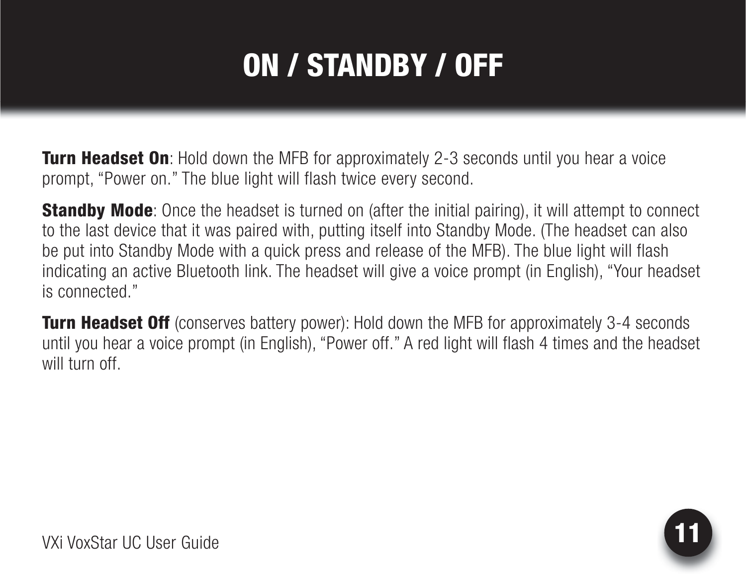# ON / STANDBY / OFF

**Turn Headset On**: Hold down the MFB for approximately 2-3 seconds until you hear a voice prompt, “Power on.” The blue light will flash twice every second.

**Standby Mode**: Once the headset is turned on (after the initial pairing), it will attempt to connect to the last device that it was paired with, putting itself into Standby Mode. (The headset can also be put into Standby Mode with a quick press and release of the MFB). The blue light will flash indicating an active Bluetooth link. The headset will give a voice prompt (in English), “Your headset is connected.”

**Turn Headset Off** (conserves battery power): Hold down the MFB for approximately 3-4 seconds until you hear a voice prompt (in English), “Power off.” A red light will flash 4 times and the headset will turn off.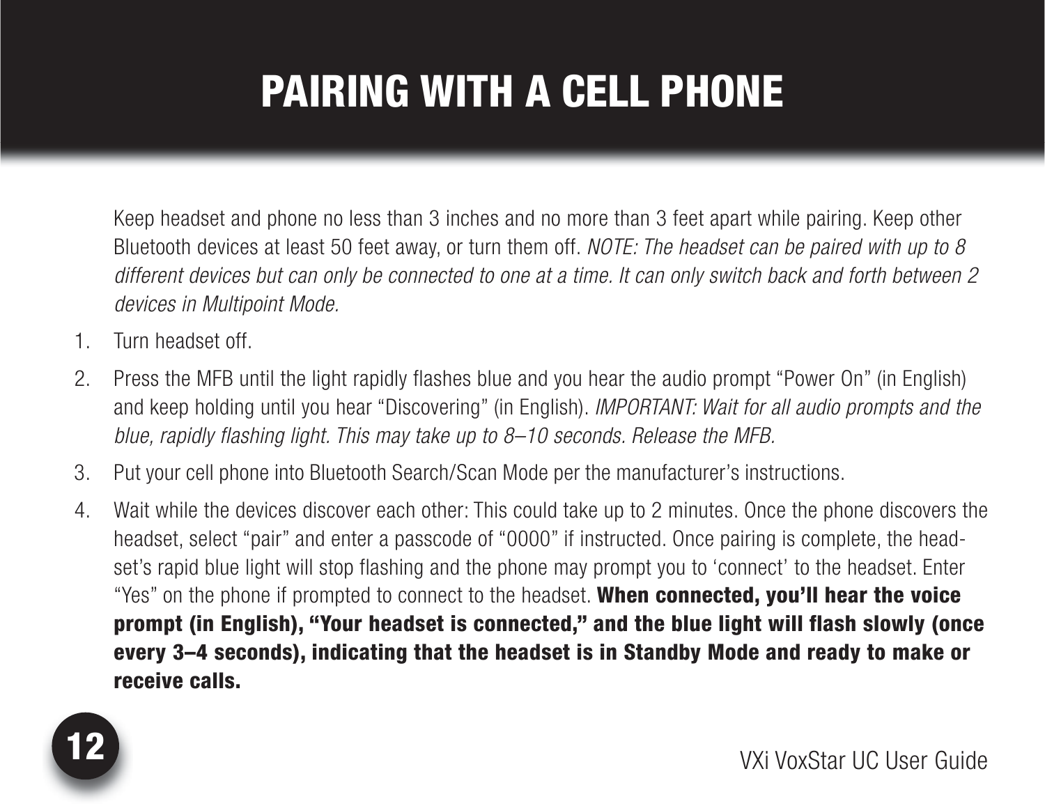# PAIRING WITH A CELL PHONE

Keep headset and phone no less than 3 inches and no more than 3 feet apart while pairing. Keep other Bluetooth devices at least 50 feet away, or turn them off. *NOTE: The headset can be paired with up to 8 different devices but can only be connected to one at a time. It can only switch back and forth between 2 devices in Multipoint Mode.*

1. Turn headset off.
2. Press the MFB until the light rapidly flashes blue and you hear the audio prompt "Power On" (in English) and keep holding until you hear "Discovering" (in English). *IMPORTANT: Wait for all audio prompts and the blue, rapidly flashing light. This may take up to 8–10 seconds. Release the MFB.*
3. Put your cell phone into Bluetooth Search/Scan Mode per the manufacturer's instructions.
4. Wait while the devices discover each other: This could take up to 2 minutes. Once the phone discovers the headset, select "pair" and enter a passcode of "0000" if instructed. Once pairing is complete, the headset's rapid blue light will stop flashing and the phone may prompt you to 'connect' to the headset. Enter "Yes" on the phone if prompted to connect to the headset. **When connected, you'll hear the voice prompt (in English), "Your headset is connected," and the blue light will flash slowly (once every 3–4 seconds), indicating that the headset is in Standby Mode and ready to make or receive calls.**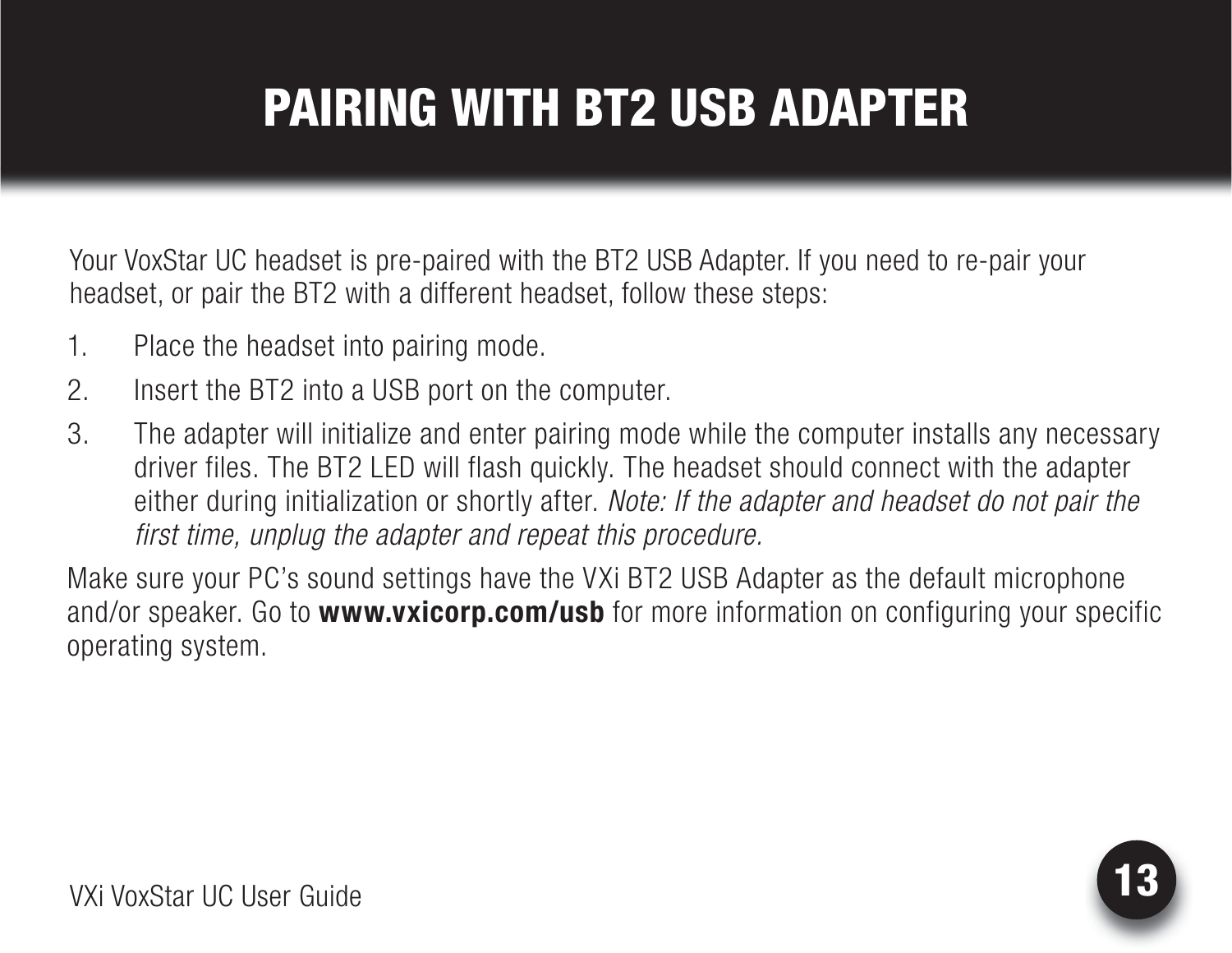# PAIRING WITH BT2 USB ADAPTER

Your VoxStar UC headset is pre-paired with the BT2 USB Adapter. If you need to re-pair your headset, or pair the BT2 with a different headset, follow these steps:

1. Place the headset into pairing mode.
2. Insert the BT2 into a USB port on the computer.
3. The adapter will initialize and enter pairing mode while the computer installs any necessary driver files. The BT2 LED will flash quickly. The headset should connect with the adapter either during initialization or shortly after. *Note: If the adapter and headset do not pair the first time, unplug the adapter and repeat this procedure.*

Make sure your PC's sound settings have the VXi BT2 USB Adapter as the default microphone and/or speaker. Go to **www.vxicorp.com/usb** for more information on configuring your specific operating system.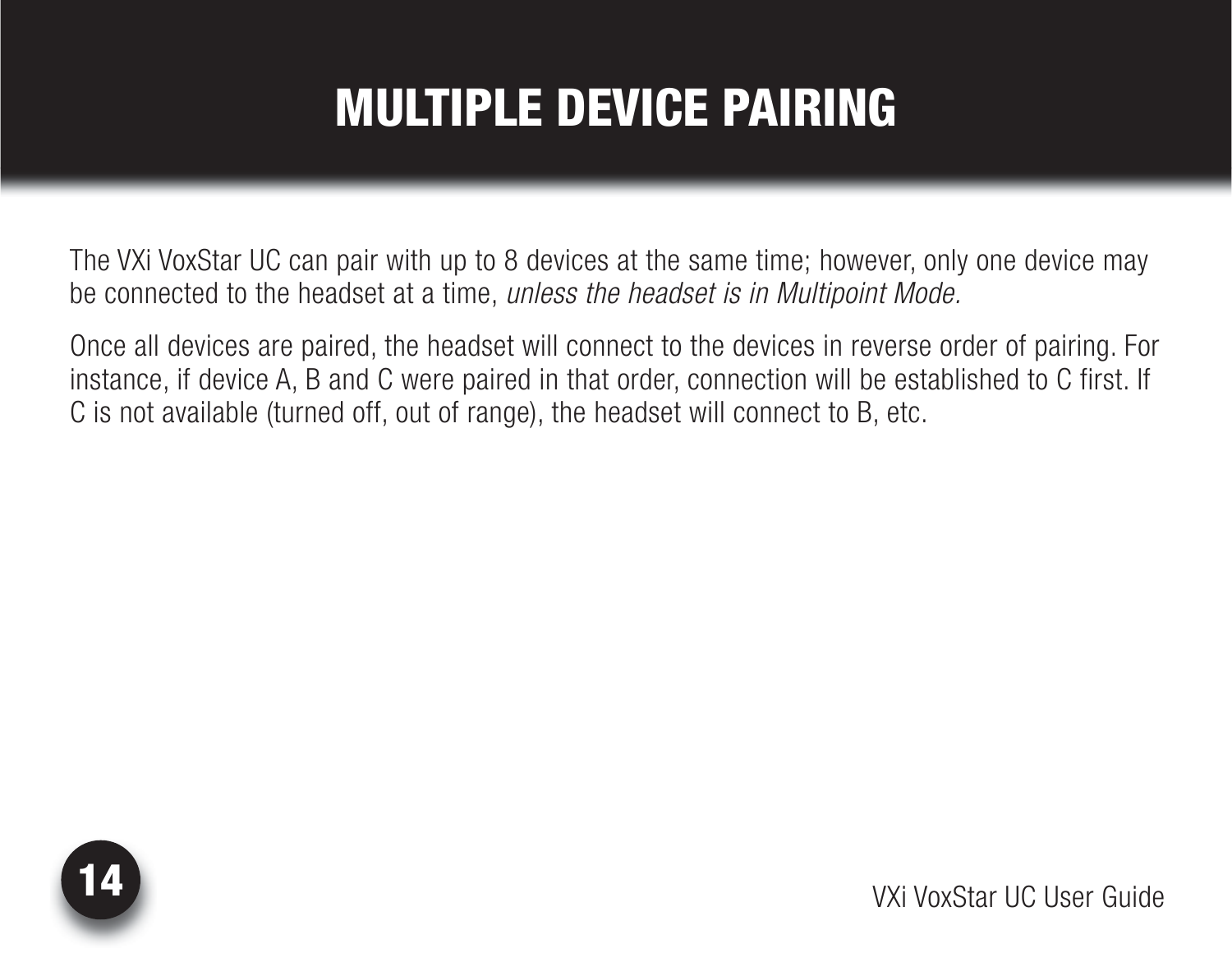# MULTIPLE DEVICE PAIRING

The VXi VoxStar UC can pair with up to 8 devices at the same time; however, only one device may be connected to the headset at a time, *unless the headset is in Multipoint Mode.*

Once all devices are paired, the headset will connect to the devices in reverse order of pairing. For instance, if device A, B and C were paired in that order, connection will be established to C first. If C is not available (turned off, out of range), the headset will connect to B, etc.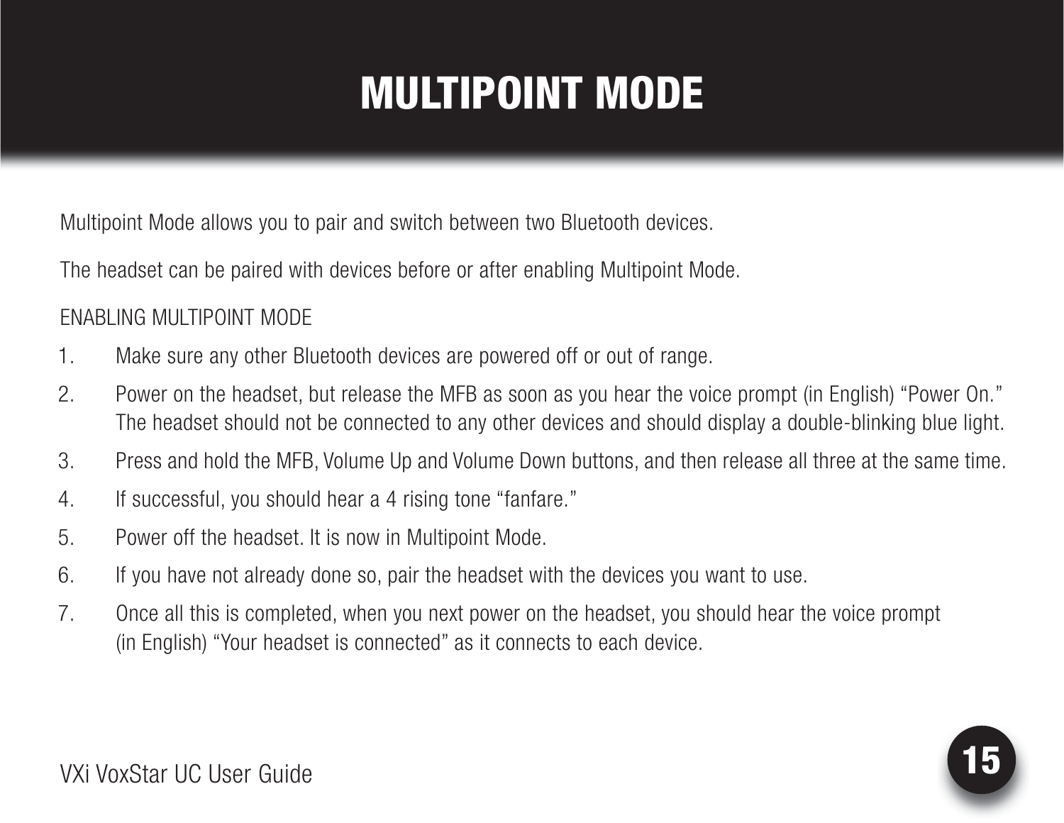# MULTIPOINT MODE

Multipoint Mode allows you to pair and switch between two Bluetooth devices.

The headset can be paired with devices before or after enabling Multipoint Mode.

## ENABLING MULTIPOINT MODE

1. Make sure any other Bluetooth devices are powered off or out of range.
2. Power on the headset, but release the MFB as soon as you hear the voice prompt (in English) “Power On.” The headset should not be connected to any other devices and should display a double-blinking blue light.
3. Press and hold the MFB, Volume Up and Volume Down buttons, and then release all three at the same time.
4. If successful, you should hear a 4 rising tone “fanfare.”
5. Power off the headset. It is now in Multipoint Mode.
6. If you have not already done so, pair the headset with the devices you want to use.
7. Once all this is completed, when you next power on the headset, you should hear the voice prompt (in English) “Your headset is connected” as it connects to each device.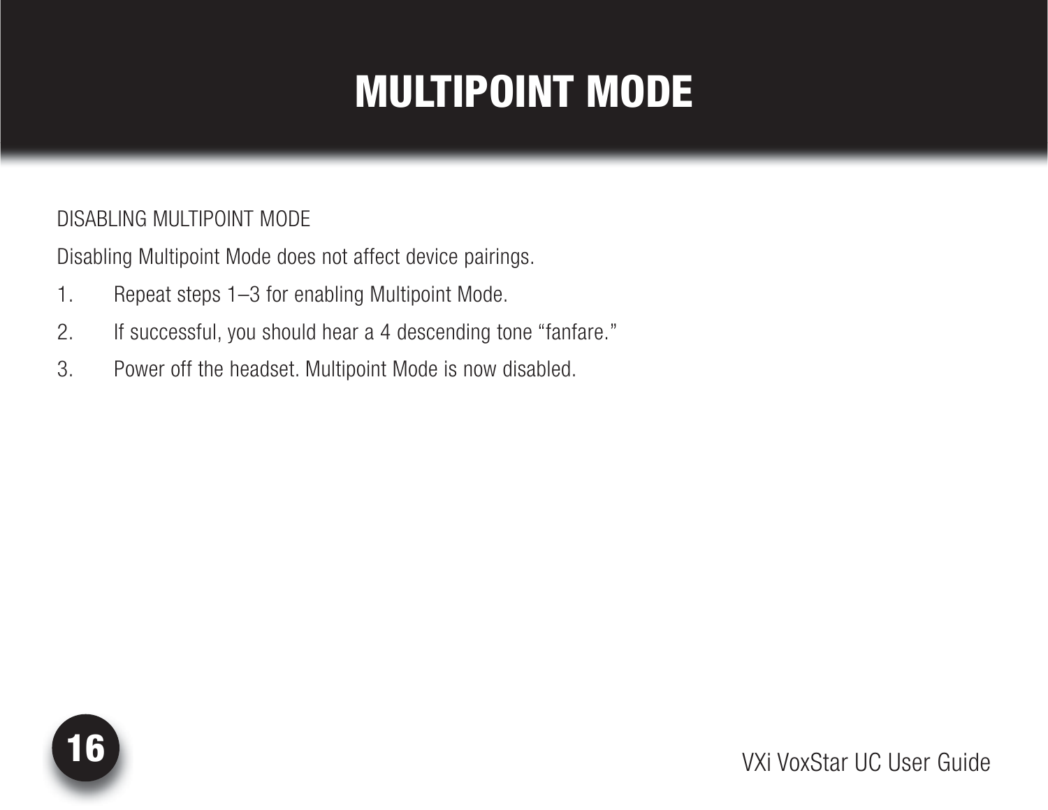# MULTIPOINT MODE

## DISABLING MULTIPOINT MODE

Disabling Multipoint Mode does not affect device pairings.

1. Repeat steps 1–3 for enabling Multipoint Mode.
2. If successful, you should hear a 4 descending tone “fanfare.”
3. Power off the headset. Multipoint Mode is now disabled.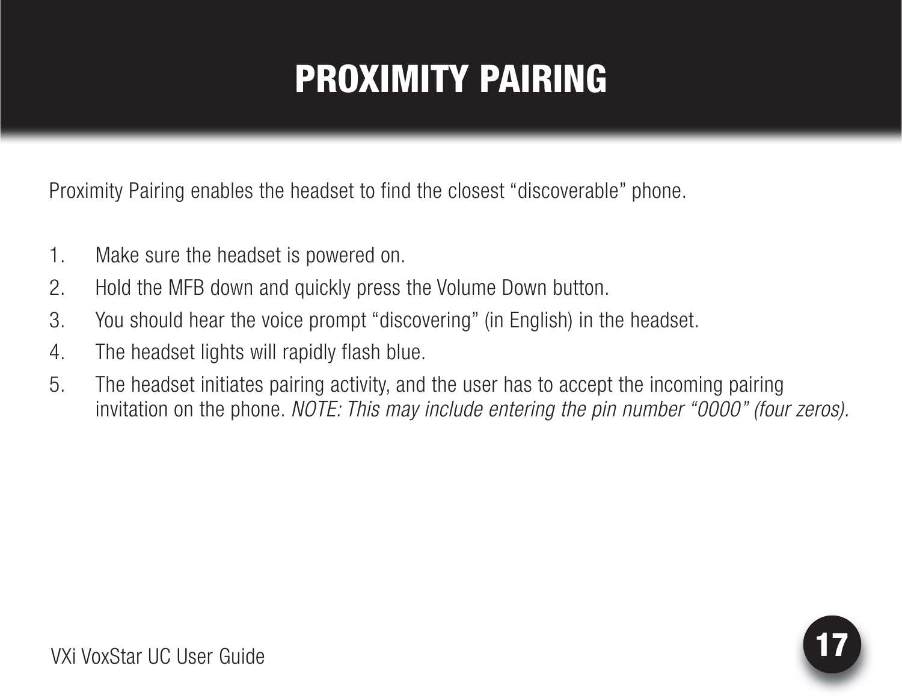# PROXIMITY PAIRING

Proximity Pairing enables the headset to find the closest “discoverable” phone.

1. Make sure the headset is powered on.
2. Hold the MFB down and quickly press the Volume Down button.
3. You should hear the voice prompt “discovering” (in English) in the headset.
4. The headset lights will rapidly flash blue.
5. The headset initiates pairing activity, and the user has to accept the incoming pairing invitation on the phone. *NOTE: This may include entering the pin number “0000” (four zeros).*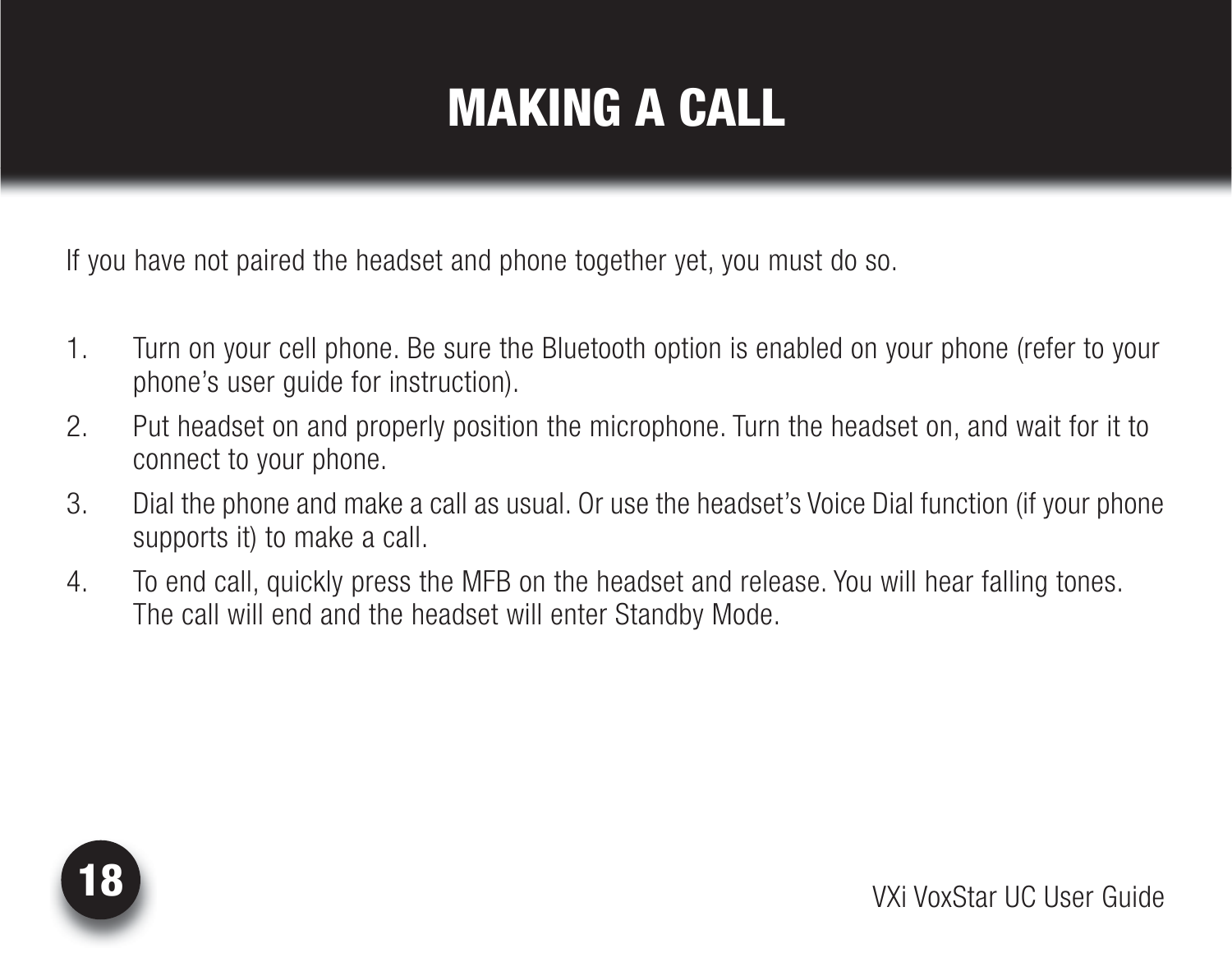# MAKING A CALL

If you have not paired the headset and phone together yet, you must do so.

1. Turn on your cell phone. Be sure the Bluetooth option is enabled on your phone (refer to your phone's user guide for instruction).
2. Put headset on and properly position the microphone. Turn the headset on, and wait for it to connect to your phone.
3. Dial the phone and make a call as usual. Or use the headset's Voice Dial function (if your phone supports it) to make a call.
4. To end call, quickly press the MFB on the headset and release. You will hear falling tones. The call will end and the headset will enter Standby Mode.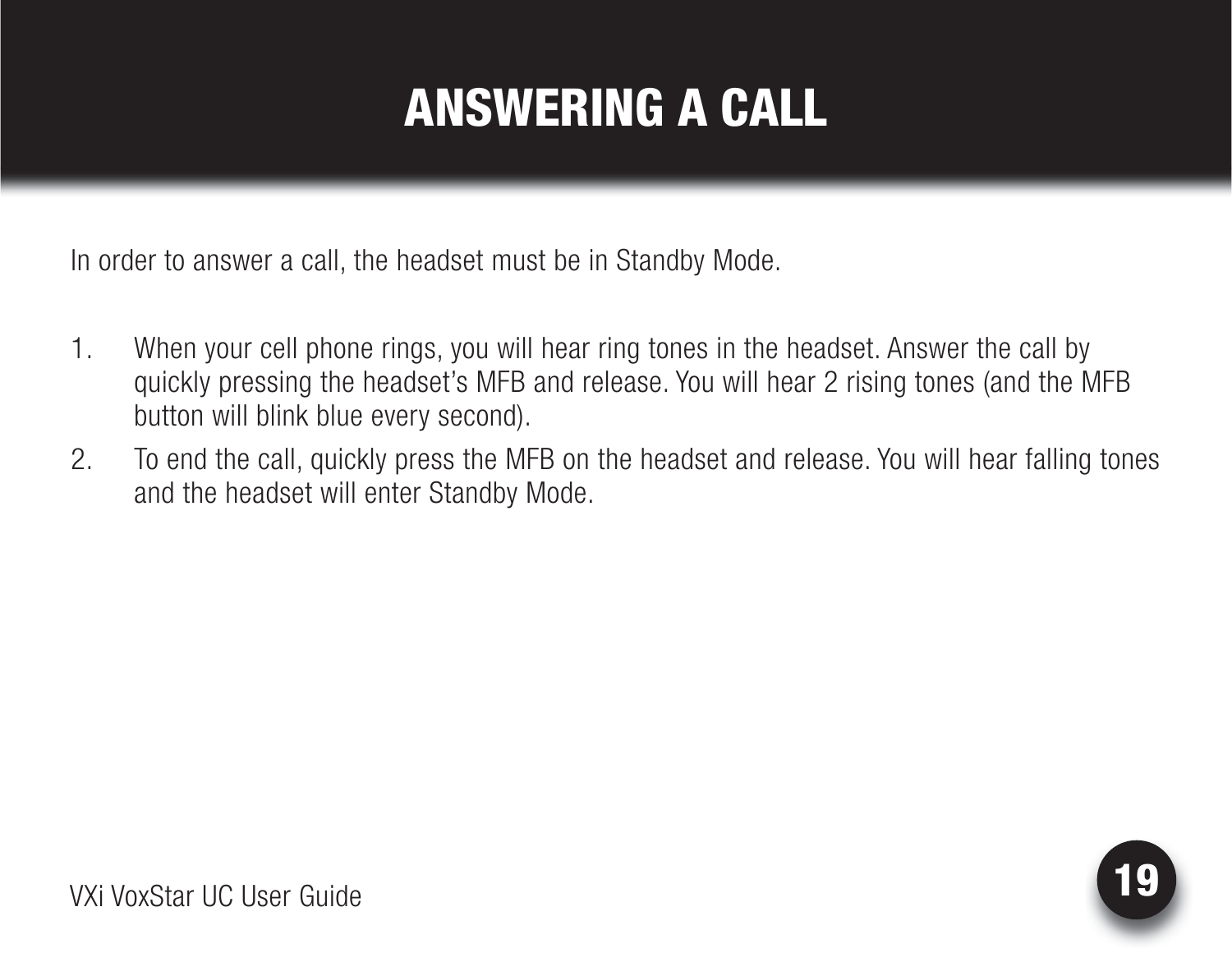# ANSWERING A CALL

In order to answer a call, the headset must be in Standby Mode.

1. When your cell phone rings, you will hear ring tones in the headset. Answer the call by quickly pressing the headset's MFB and release. You will hear 2 rising tones (and the MFB button will blink blue every second).
2. To end the call, quickly press the MFB on the headset and release. You will hear falling tones and the headset will enter Standby Mode.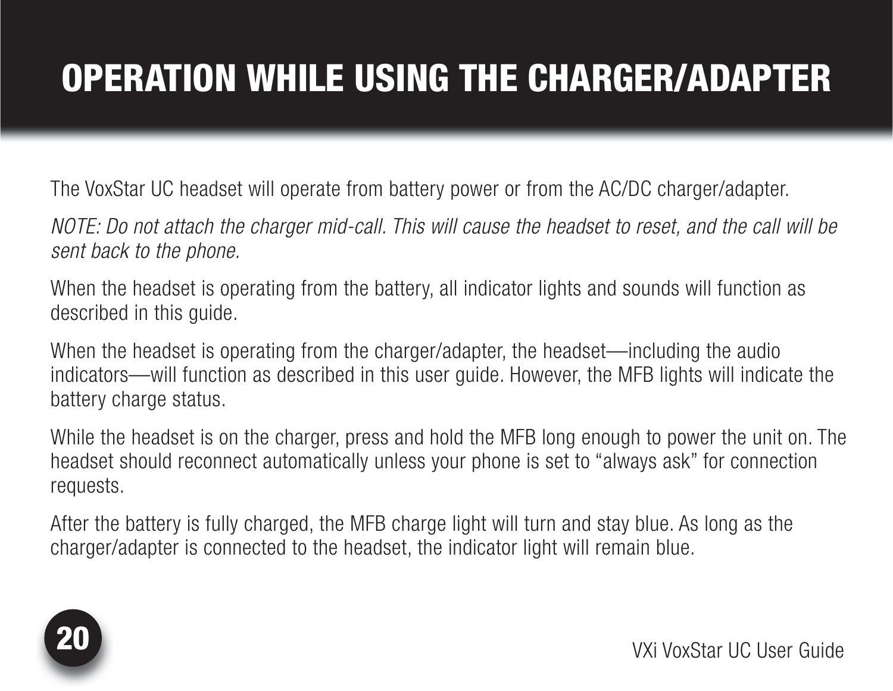# OPERATION WHILE USING THE CHARGER/ADAPTER

The VoxStar UC headset will operate from battery power or from the AC/DC charger/adapter.

*NOTE: Do not attach the charger mid-call. This will cause the headset to reset, and the call will be sent back to the phone.*

When the headset is operating from the battery, all indicator lights and sounds will function as described in this guide.

When the headset is operating from the charger/adapter, the headset—including the audio indicators—will function as described in this user guide. However, the MFB lights will indicate the battery charge status.

While the headset is on the charger, press and hold the MFB long enough to power the unit on. The headset should reconnect automatically unless your phone is set to “always ask” for connection requests.

After the battery is fully charged, the MFB charge light will turn and stay blue. As long as the charger/adapter is connected to the headset, the indicator light will remain blue.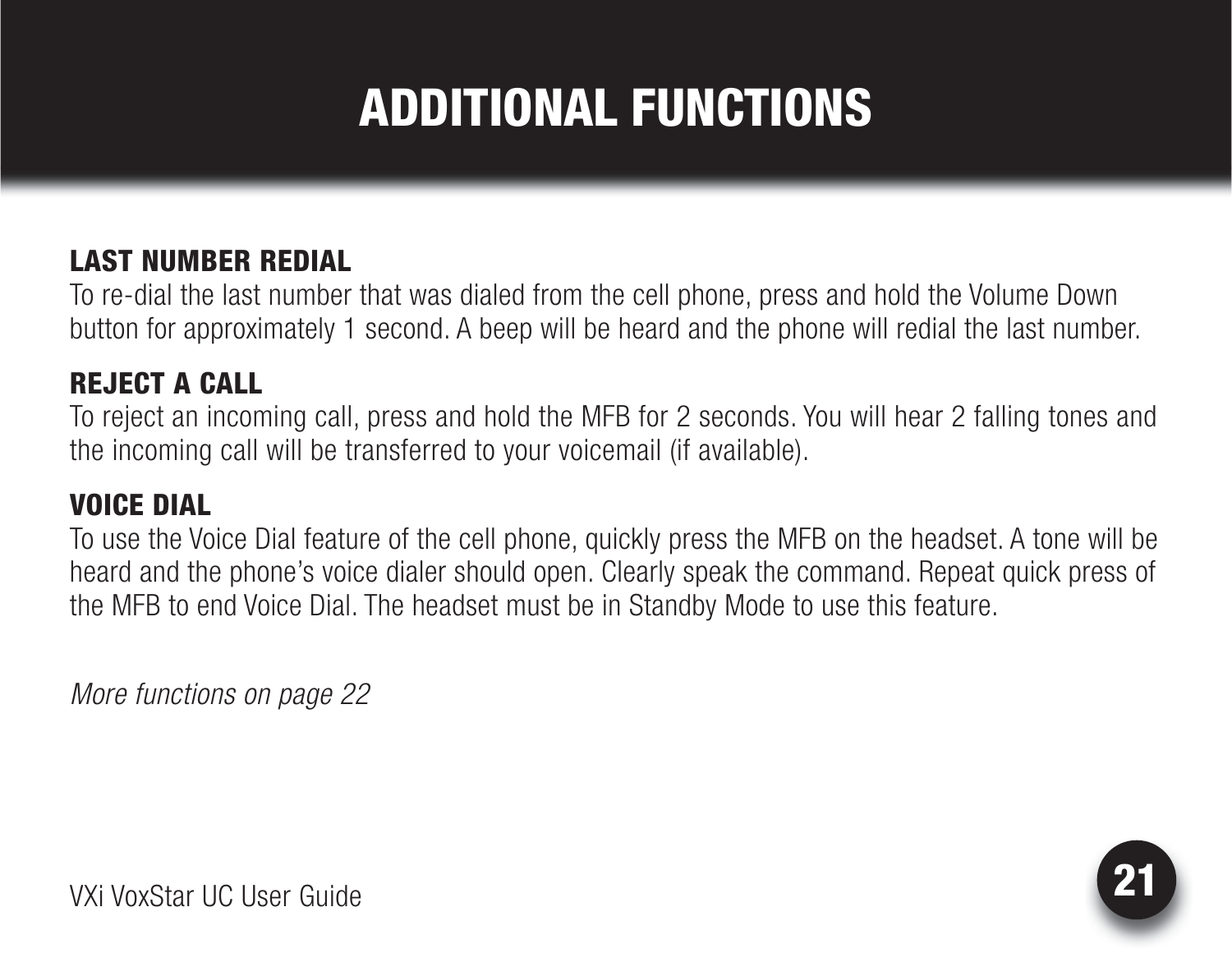# ADDITIONAL FUNCTIONS

## LAST NUMBER REDIAL

To re-dial the last number that was dialed from the cell phone, press and hold the Volume Down button for approximately 1 second. A beep will be heard and the phone will redial the last number.

## REJECT A CALL

To reject an incoming call, press and hold the MFB for 2 seconds. You will hear 2 falling tones and the incoming call will be transferred to your voicemail (if available).

## VOICE DIAL

To use the Voice Dial feature of the cell phone, quickly press the MFB on the headset. A tone will be heard and the phone's voice dialer should open. Clearly speak the command. Repeat quick press of the MFB to end Voice Dial. The headset must be in Standby Mode to use this feature.

*More functions on page 22*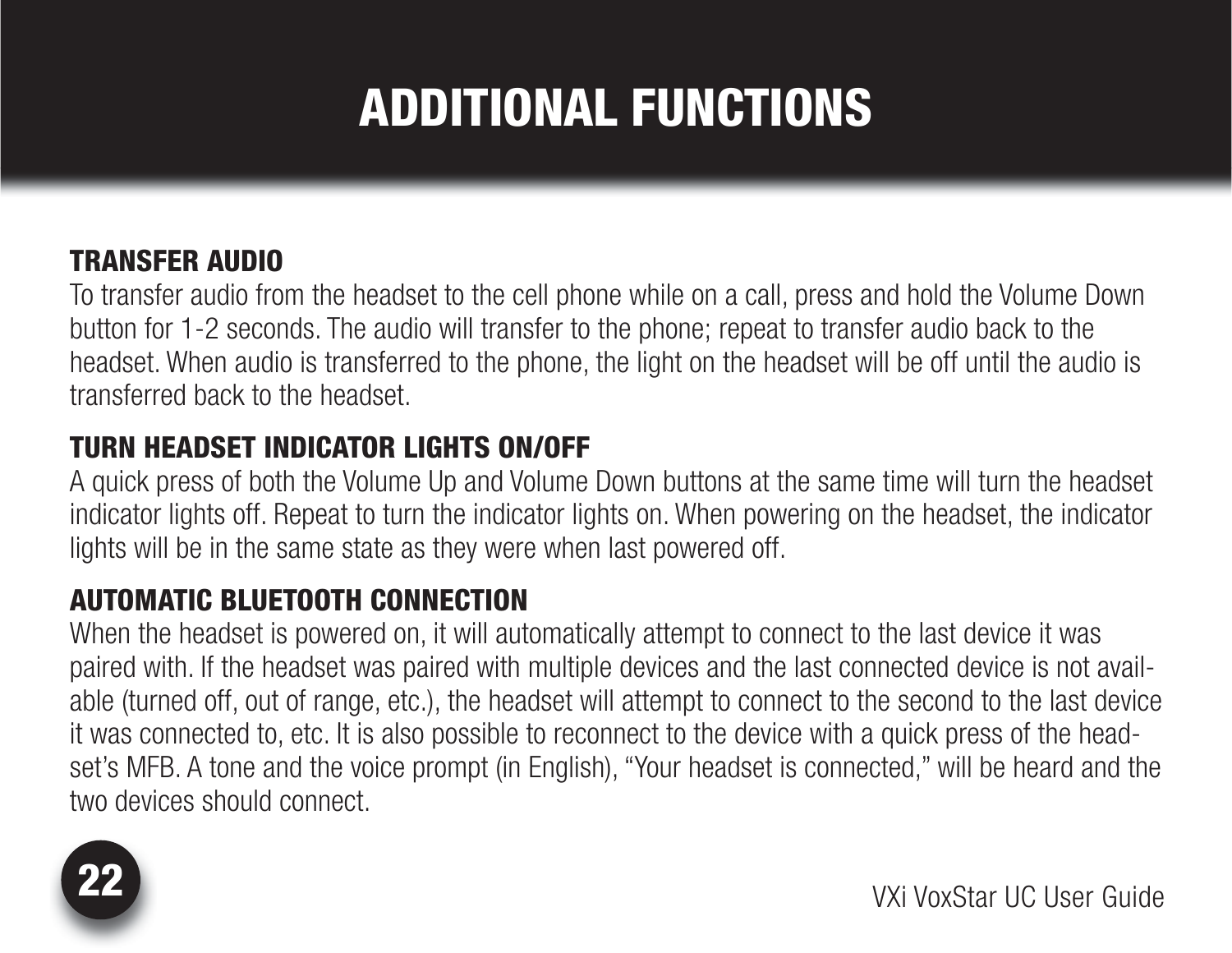# ADDITIONAL FUNCTIONS

## TRANSFER AUDIO

To transfer audio from the headset to the cell phone while on a call, press and hold the Volume Down button for 1-2 seconds. The audio will transfer to the phone; repeat to transfer audio back to the headset. When audio is transferred to the phone, the light on the headset will be off until the audio is transferred back to the headset.

## TURN HEADSET INDICATOR LIGHTS ON/OFF

A quick press of both the Volume Up and Volume Down buttons at the same time will turn the headset indicator lights off. Repeat to turn the indicator lights on. When powering on the headset, the indicator lights will be in the same state as they were when last powered off.

## AUTOMATIC BLUETOOTH CONNECTION

When the headset is powered on, it will automatically attempt to connect to the last device it was paired with. If the headset was paired with multiple devices and the last connected device is not available (turned off, out of range, etc.), the headset will attempt to connect to the second to the last device it was connected to, etc. It is also possible to reconnect to the device with a quick press of the headset's MFB. A tone and the voice prompt (in English), "Your headset is connected," will be heard and the two devices should connect.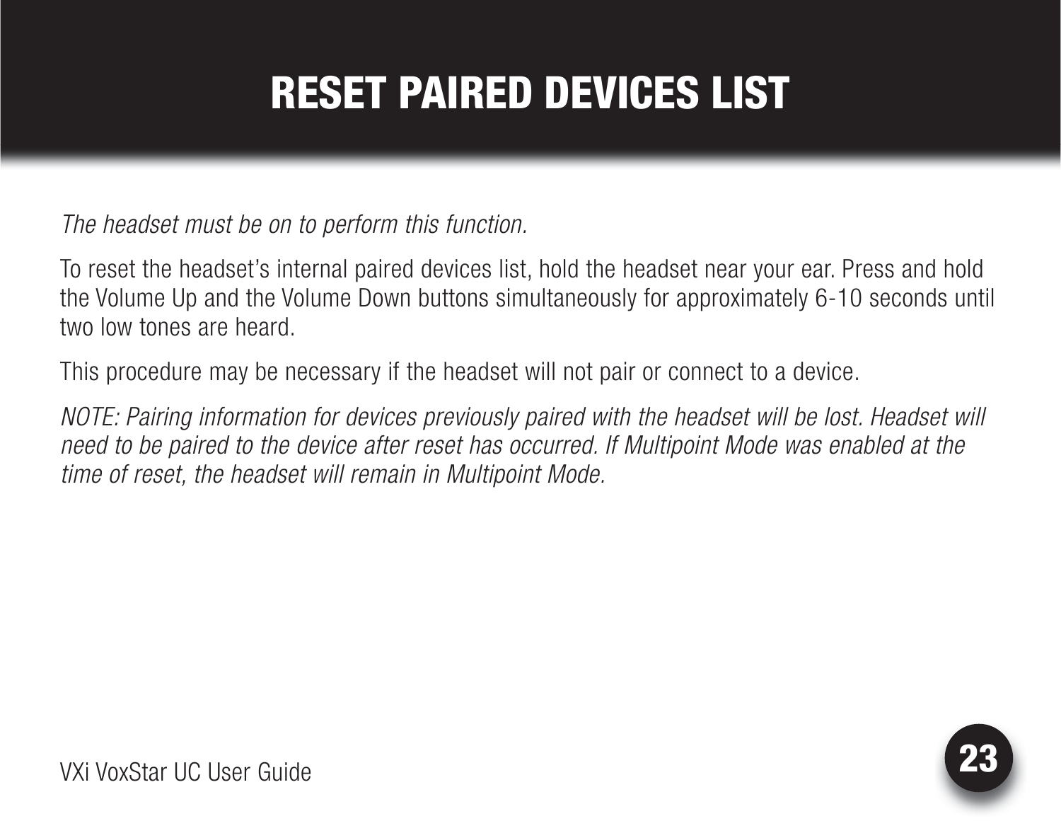# RESET PAIRED DEVICES LIST

*The headset must be on to perform this function.*

To reset the headset's internal paired devices list, hold the headset near your ear. Press and hold the Volume Up and the Volume Down buttons simultaneously for approximately 6-10 seconds until two low tones are heard.

This procedure may be necessary if the headset will not pair or connect to a device.

*NOTE: Pairing information for devices previously paired with the headset will be lost. Headset will need to be paired to the device after reset has occurred. If Multipoint Mode was enabled at the time of reset, the headset will remain in Multipoint Mode.*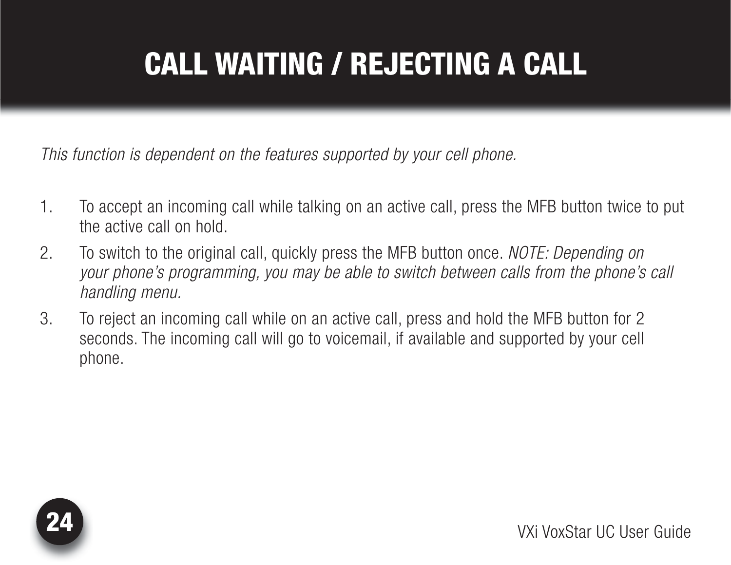# CALL WAITING / REJECTING A CALL

*This function is dependent on the features supported by your cell phone.*

1. To accept an incoming call while talking on an active call, press the MFB button twice to put the active call on hold.
2. To switch to the original call, quickly press the MFB button once. *NOTE: Depending on your phone's programming, you may be able to switch between calls from the phone's call handling menu.*
3. To reject an incoming call while on an active call, press and hold the MFB button for 2 seconds. The incoming call will go to voicemail, if available and supported by your cell phone.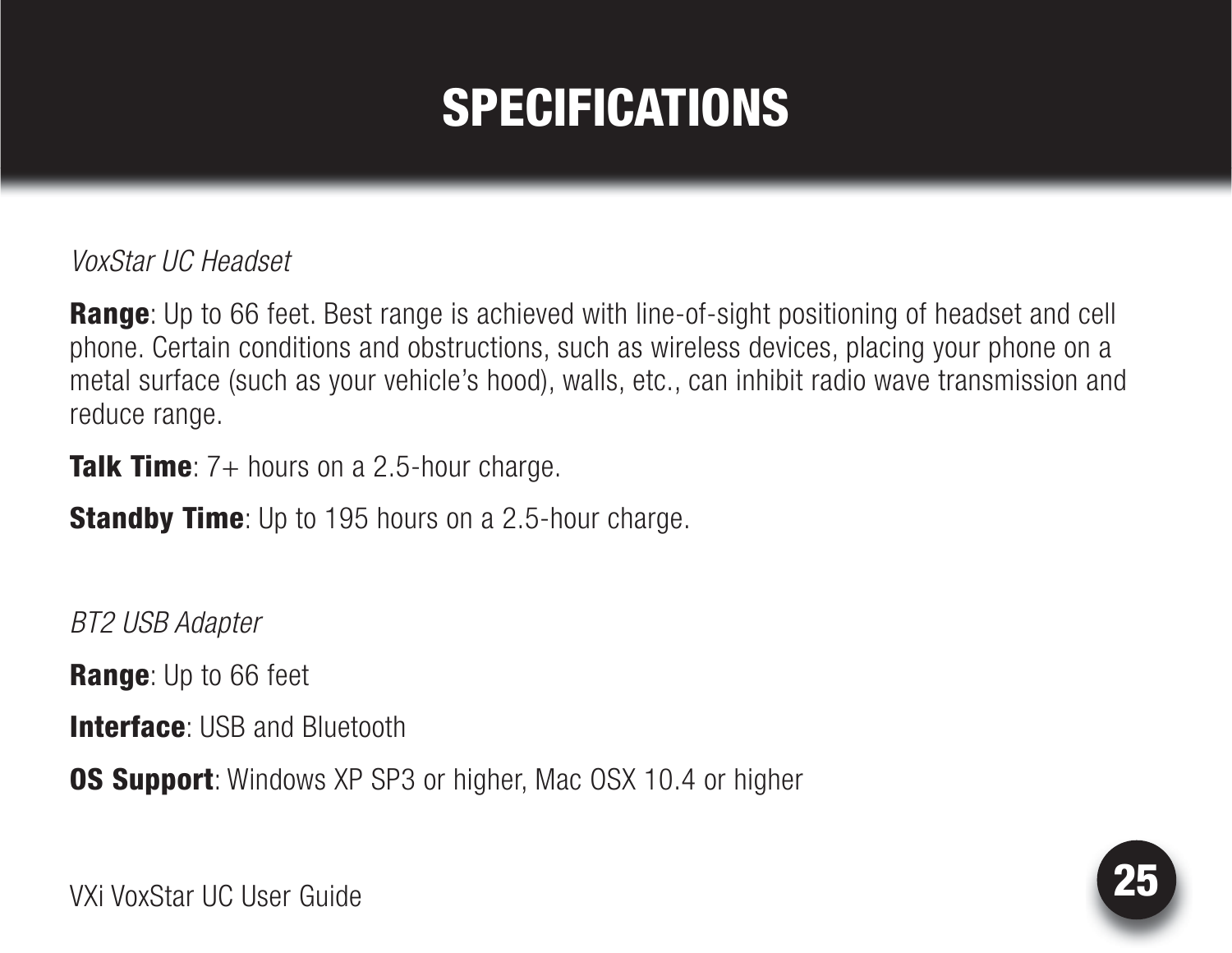# SPECIFICATIONS

*VoxStar UC Headset*

**Range**: Up to 66 feet. Best range is achieved with line-of-sight positioning of headset and cell phone. Certain conditions and obstructions, such as wireless devices, placing your phone on a metal surface (such as your vehicle's hood), walls, etc., can inhibit radio wave transmission and reduce range.

**Talk Time**: 7+ hours on a 2.5-hour charge.

**Standby Time**: Up to 195 hours on a 2.5-hour charge.

*BT2 USB Adapter*

**Range**: Up to 66 feet

**Interface**: USB and Bluetooth

**OS Support**: Windows XP SP3 or higher, Mac OSX 10.4 or higher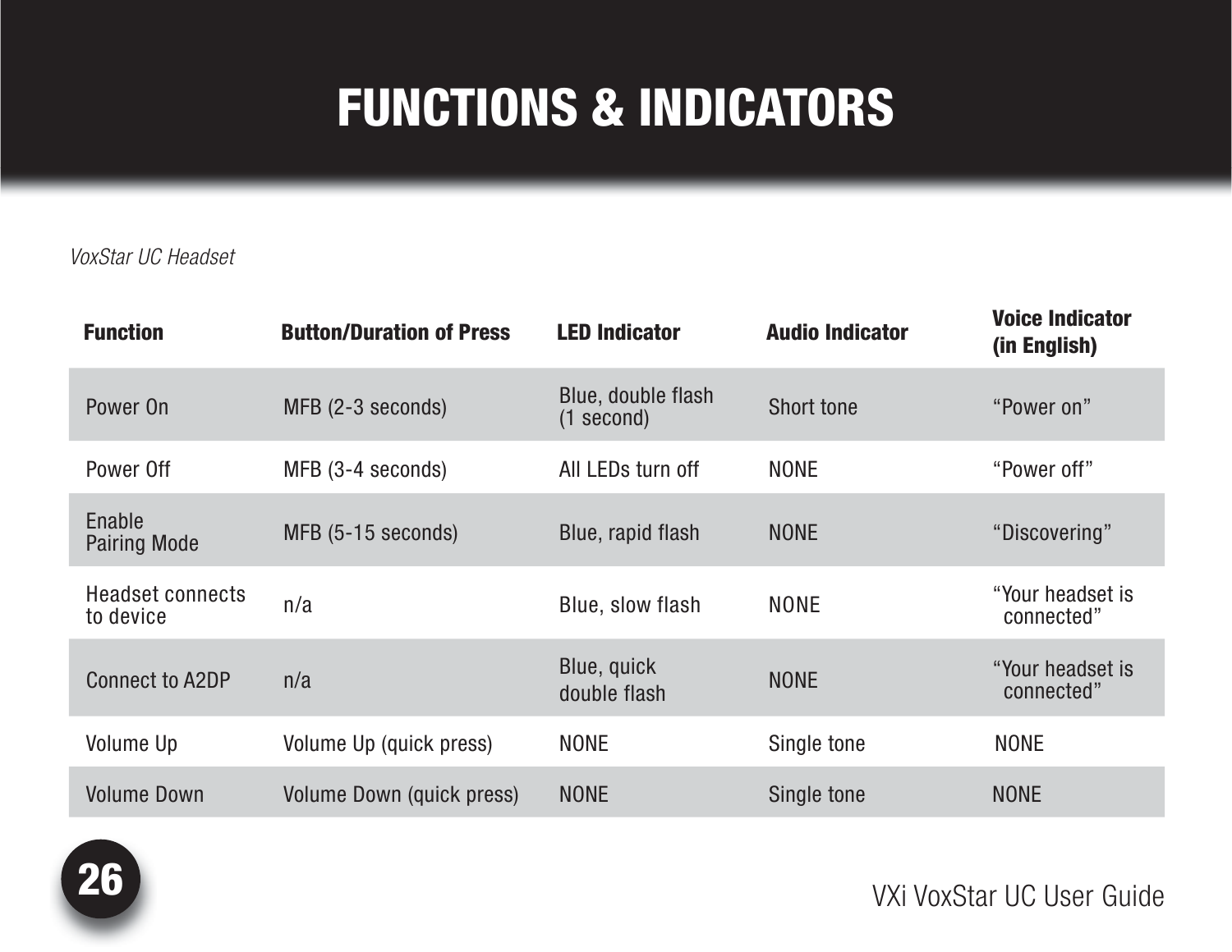# FUNCTIONS & INDICATORS

*VoxStar UC Headset*

| Function | Button/Duration of Press | LED Indicator | Audio Indicator | Voice Indicator (in English) |
|---|---|---|---|---|
| Power On | MFB (2-3 seconds) | Blue, double flash (1 second) | Short tone | "Power on" |
| Power Off | MFB (3-4 seconds) | All LEDs turn off | NONE | "Power off" |
| Enable Pairing Mode | MFB (5-15 seconds) | Blue, rapid flash | NONE | "Discovering" |
| Headset connects to device | n/a | Blue, slow flash | NONE | "Your headset is connected" |
| Connect to A2DP | n/a | Blue, quick double flash | NONE | "Your headset is connected" |
| Volume Up | Volume Up (quick press) | NONE | Single tone | NONE |
| Volume Down | Volume Down (quick press) | NONE | Single tone | NONE |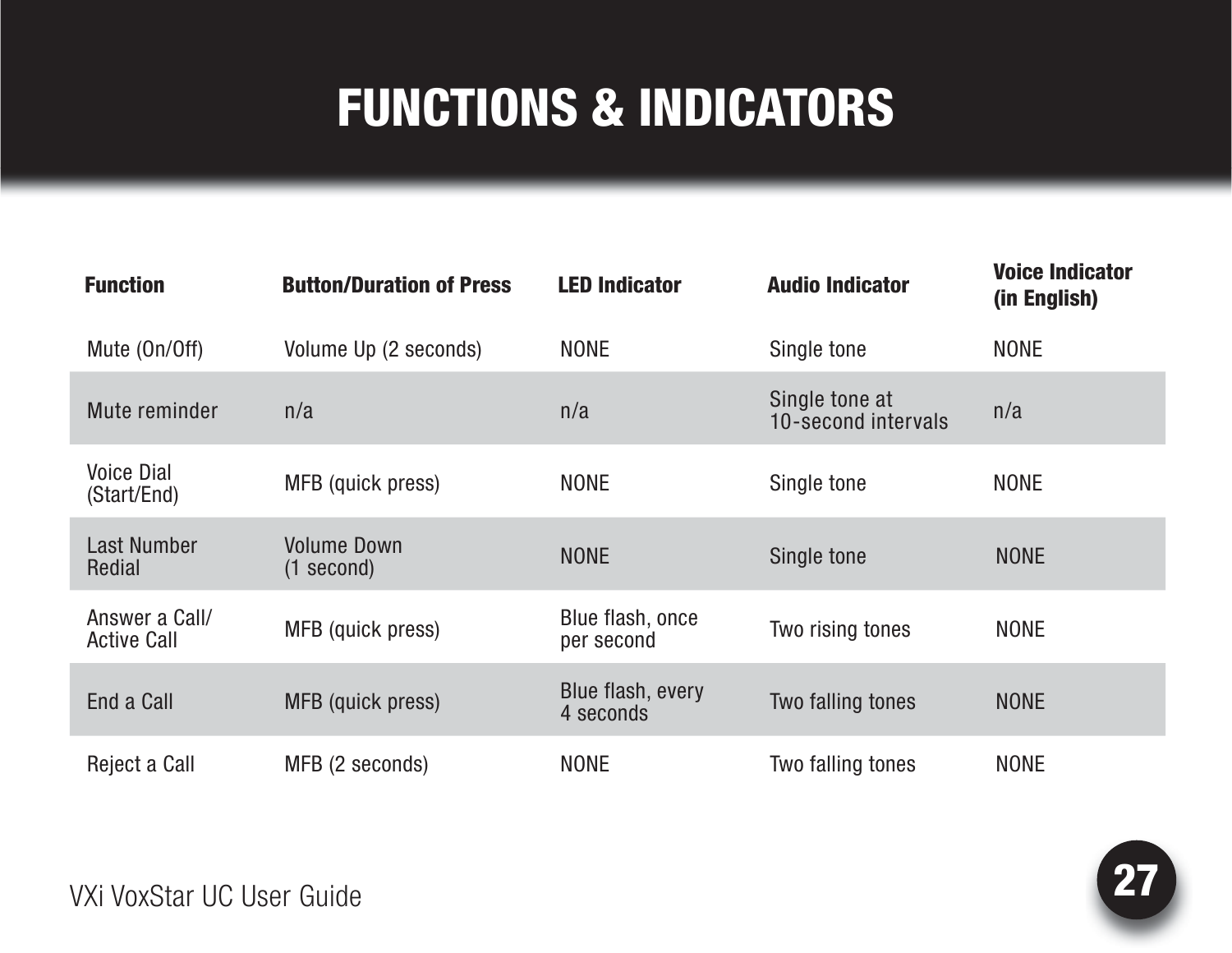# FUNCTIONS & INDICATORS

| Function | Button/Duration of Press | LED Indicator | Audio Indicator | Voice Indicator (in English) |
|---|---|---|---|---|
| Mute (On/Off) | Volume Up (2 seconds) | NONE | Single tone | NONE |
| Mute reminder | n/a | n/a | Single tone at 10-second intervals | n/a |
| Voice Dial (Start/End) | MFB (quick press) | NONE | Single tone | NONE |
| Last Number Redial | Volume Down (1 second) | NONE | Single tone | NONE |
| Answer a Call/ Active Call | MFB (quick press) | Blue flash, once per second | Two rising tones | NONE |
| End a Call | MFB (quick press) | Blue flash, every 4 seconds | Two falling tones | NONE |
| Reject a Call | MFB (2 seconds) | NONE | Two falling tones | NONE |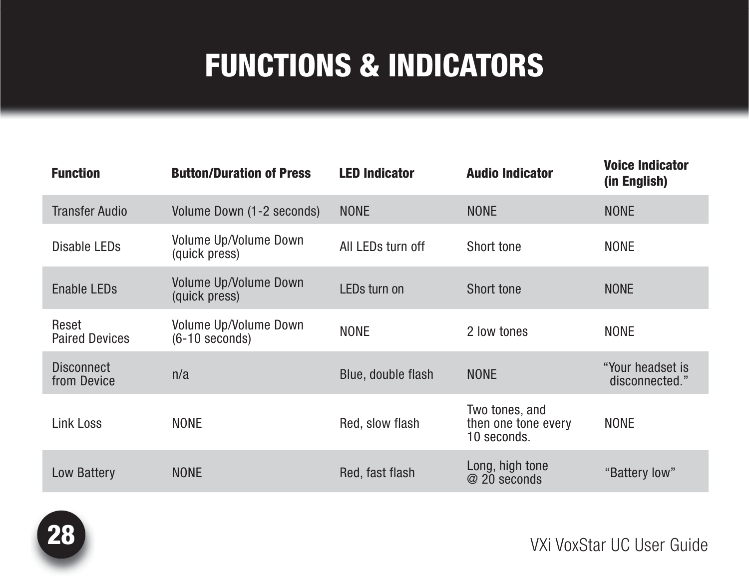# FUNCTIONS & INDICATORS

| Function | Button/Duration of Press | LED Indicator | Audio Indicator | Voice Indicator (in English) |
|---|---|---|---|---|
| Transfer Audio | Volume Down (1-2 seconds) | NONE | NONE | NONE |
| Disable LEDs | Volume Up/Volume Down (quick press) | All LEDs turn off | Short tone | NONE |
| Enable LEDs | Volume Up/Volume Down (quick press) | LEDs turn on | Short tone | NONE |
| Reset Paired Devices | Volume Up/Volume Down (6-10 seconds) | NONE | 2 low tones | NONE |
| Disconnect from Device | n/a | Blue, double flash | NONE | "Your headset is disconnected." |
| Link Loss | NONE | Red, slow flash | Two tones, and then one tone every 10 seconds. | NONE |
| Low Battery | NONE | Red, fast flash | Long, high tone @ 20 seconds | "Battery low" |

VXi VoxStar UC User Guide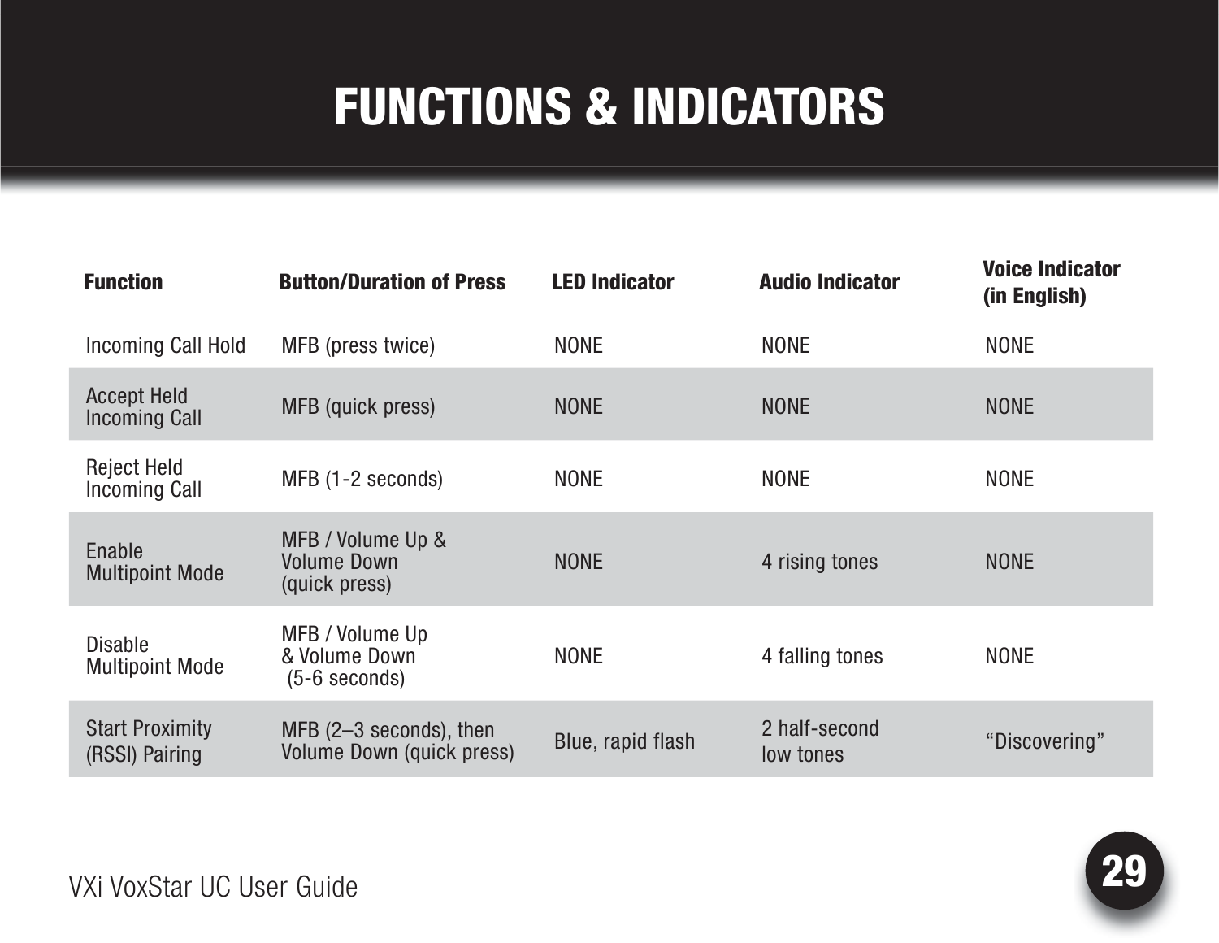# FUNCTIONS & INDICATORS

| Function | Button/Duration of Press | LED Indicator | Audio Indicator | Voice Indicator (in English) |
|---|---|---|---|---|
| Incoming Call Hold | MFB (press twice) | NONE | NONE | NONE |
| Accept Held Incoming Call | MFB (quick press) | NONE | NONE | NONE |
| Reject Held Incoming Call | MFB (1-2 seconds) | NONE | NONE | NONE |
| Enable Multipoint Mode | MFB / Volume Up & Volume Down (quick press) | NONE | 4 rising tones | NONE |
| Disable Multipoint Mode | MFB / Volume Up & Volume Down (5-6 seconds) | NONE | 4 falling tones | NONE |
| Start Proximity (RSSI) Pairing | MFB (2–3 seconds), then Volume Down (quick press) | Blue, rapid flash | 2 half-second low tones | “Discovering” |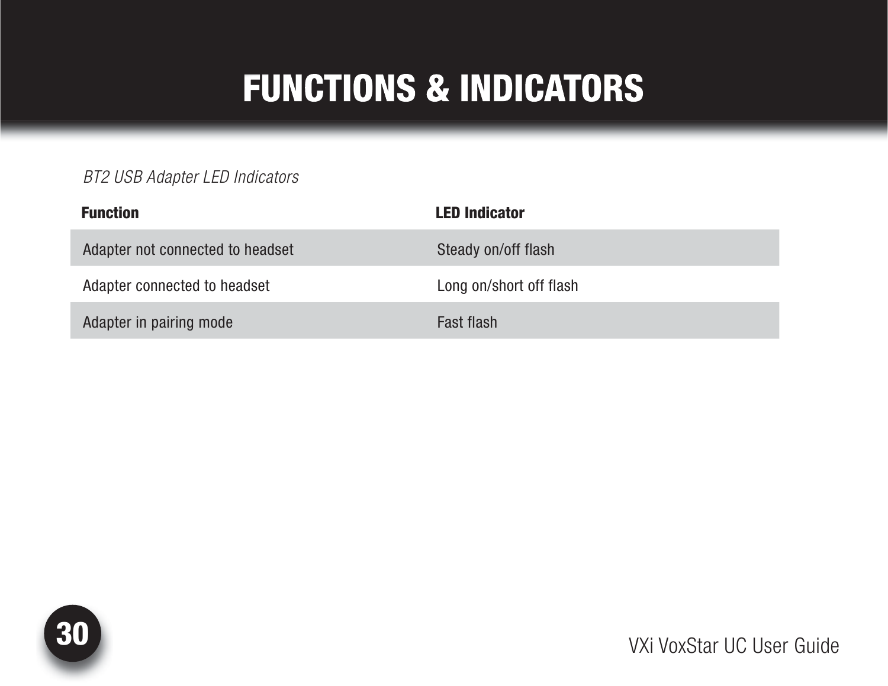# FUNCTIONS & INDICATORS

*BT2 USB Adapter LED Indicators*

| Function | LED Indicator |
|---|---|
| Adapter not connected to headset | Steady on/off flash |
| Adapter connected to headset | Long on/short off flash |
| Adapter in pairing mode | Fast flash |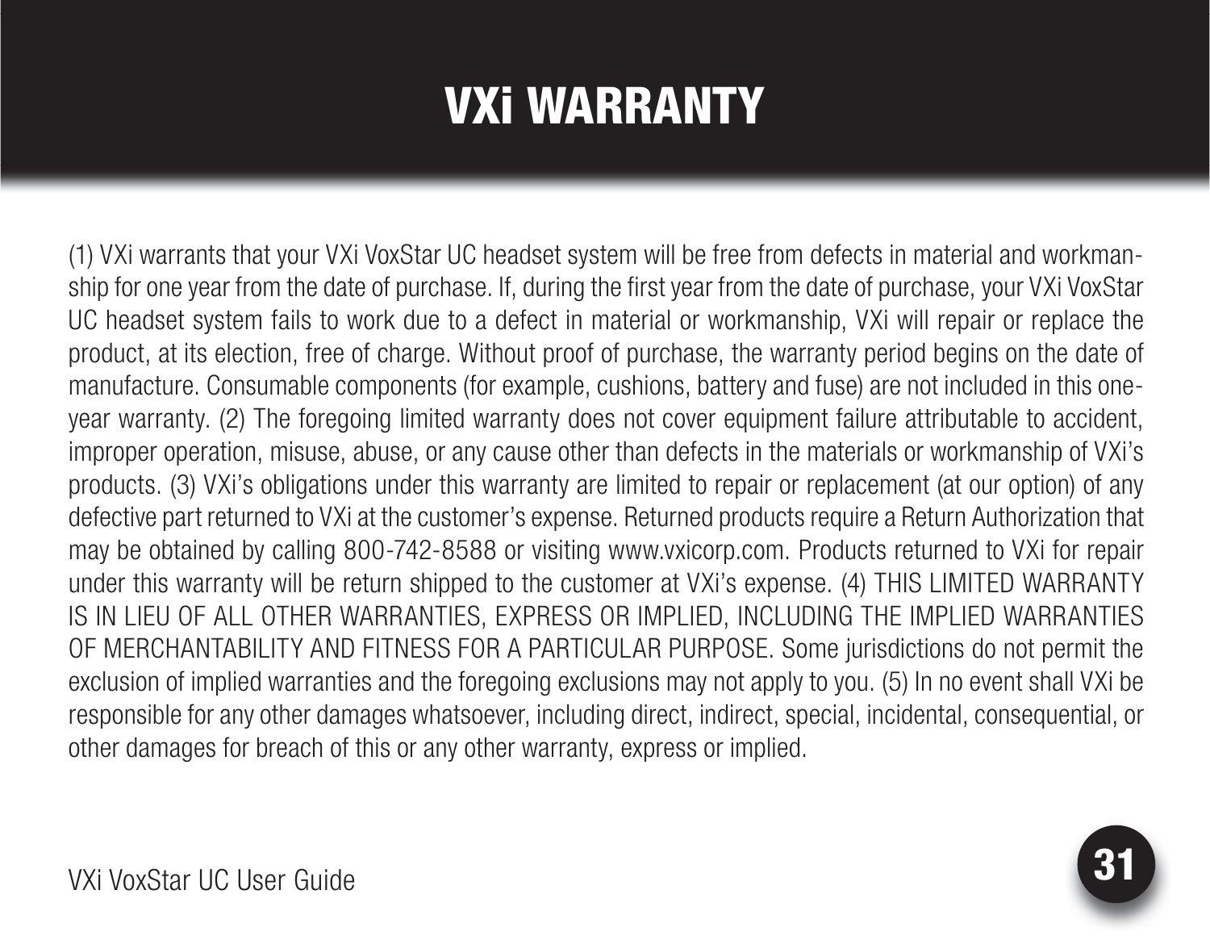# VXi WARRANTY

(1) VXi warrants that your VXi VoxStar UC headset system will be free from defects in material and workmanship for one year from the date of purchase. If, during the first year from the date of purchase, your VXi VoxStar UC headset system fails to work due to a defect in material or workmanship, VXi will repair or replace the product, at its election, free of charge. Without proof of purchase, the warranty period begins on the date of manufacture. Consumable components (for example, cushions, battery and fuse) are not included in this one-year warranty. (2) The foregoing limited warranty does not cover equipment failure attributable to accident, improper operation, misuse, abuse, or any cause other than defects in the materials or workmanship of VXi's products. (3) VXi's obligations under this warranty are limited to repair or replacement (at our option) of any defective part returned to VXi at the customer's expense. Returned products require a Return Authorization that may be obtained by calling 800-742-8588 or visiting www.vxicorp.com. Products returned to VXi for repair under this warranty will be return shipped to the customer at VXi's expense. (4) THIS LIMITED WARRANTY IS IN LIEU OF ALL OTHER WARRANTIES, EXPRESS OR IMPLIED, INCLUDING THE IMPLIED WARRANTIES OF MERCHANTABILITY AND FITNESS FOR A PARTICULAR PURPOSE. Some jurisdictions do not permit the exclusion of implied warranties and the foregoing exclusions may not apply to you. (5) In no event shall VXi be responsible for any other damages whatsoever, including direct, indirect, special, incidental, consequential, or other damages for breach of this or any other warranty, express or implied.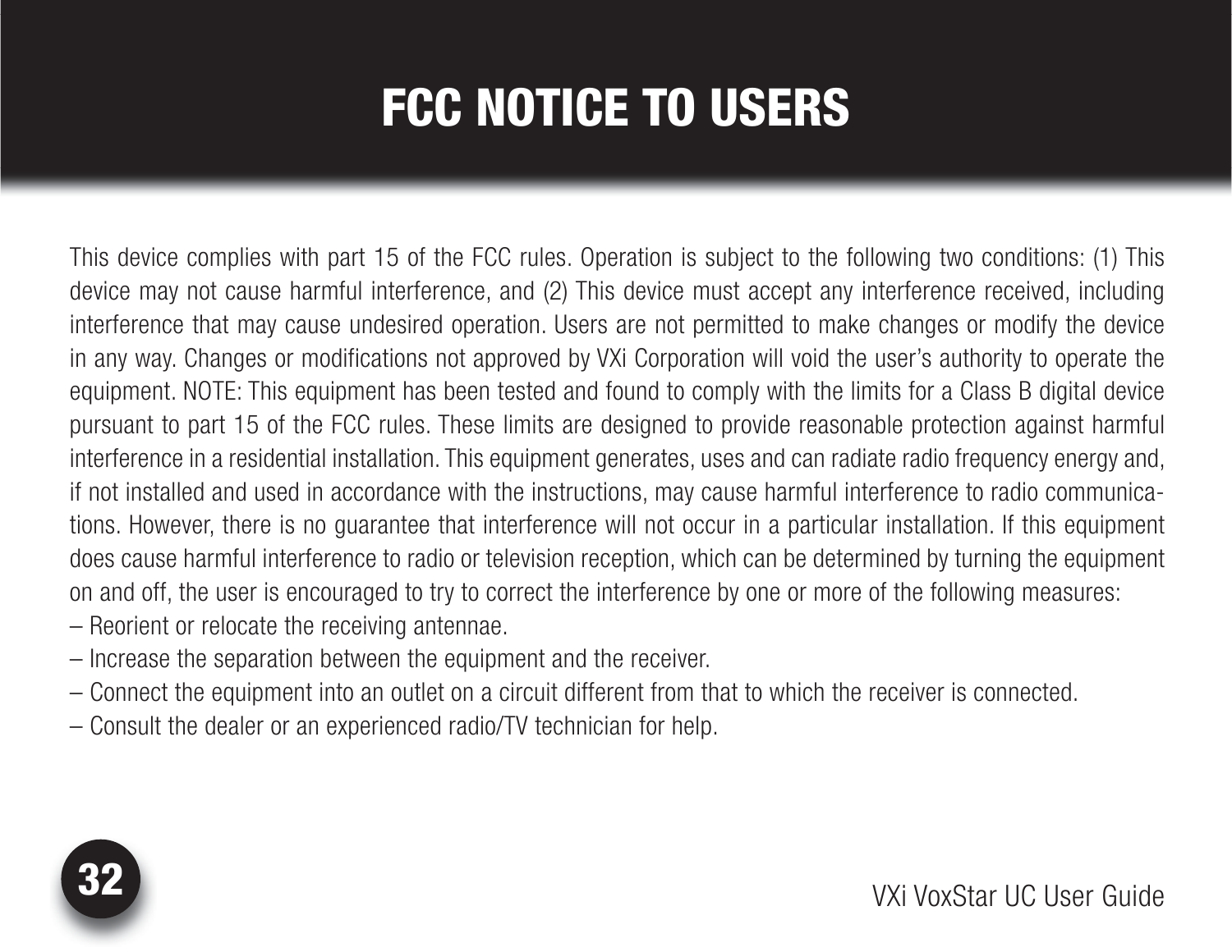# FCC NOTICE TO USERS

This device complies with part 15 of the FCC rules. Operation is subject to the following two conditions: (1) This device may not cause harmful interference, and (2) This device must accept any interference received, including interference that may cause undesired operation. Users are not permitted to make changes or modify the device in any way. Changes or modifications not approved by VXi Corporation will void the user's authority to operate the equipment. NOTE: This equipment has been tested and found to comply with the limits for a Class B digital device pursuant to part 15 of the FCC rules. These limits are designed to provide reasonable protection against harmful interference in a residential installation. This equipment generates, uses and can radiate radio frequency energy and, if not installed and used in accordance with the instructions, may cause harmful interference to radio communications. However, there is no guarantee that interference will not occur in a particular installation. If this equipment does cause harmful interference to radio or television reception, which can be determined by turning the equipment on and off, the user is encouraged to try to correct the interference by one or more of the following measures:

– Reorient or relocate the receiving antennae.
– Increase the separation between the equipment and the receiver.
– Connect the equipment into an outlet on a circuit different from that to which the receiver is connected.
– Consult the dealer or an experienced radio/TV technician for help.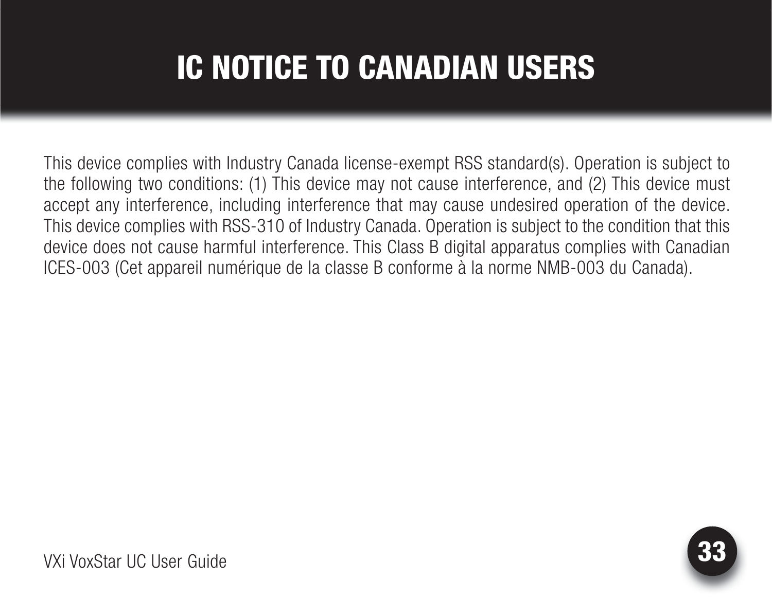# IC NOTICE TO CANADIAN USERS

This device complies with Industry Canada license-exempt RSS standard(s). Operation is subject to the following two conditions: (1) This device may not cause interference, and (2) This device must accept any interference, including interference that may cause undesired operation of the device. This device complies with RSS-310 of Industry Canada. Operation is subject to the condition that this device does not cause harmful interference. This Class B digital apparatus complies with Canadian ICES-003 (Cet appareil numérique de la classe B conforme à la norme NMB-003 du Canada).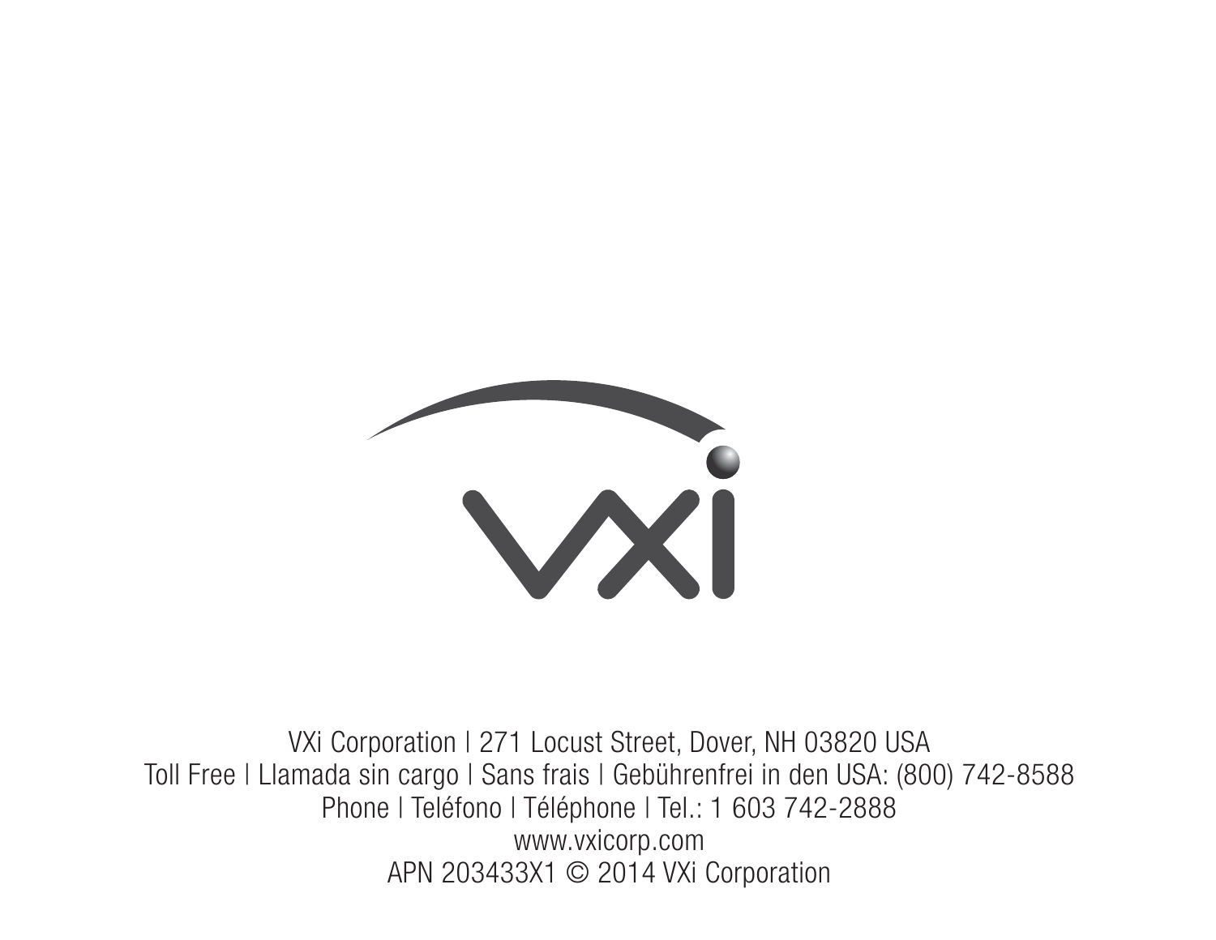VXi Corporation | 271 Locust Street, Dover, NH 03820 USA
Toll Free | Llamada sin cargo | Sans frais | Gebührenfrei in den USA: (800) 742-8588
Phone | Teléfono | Téléphone | Tel.: 1 603 742-2888
www.vxicorp.com
APN 203433X1 © 2014 VXi Corporation